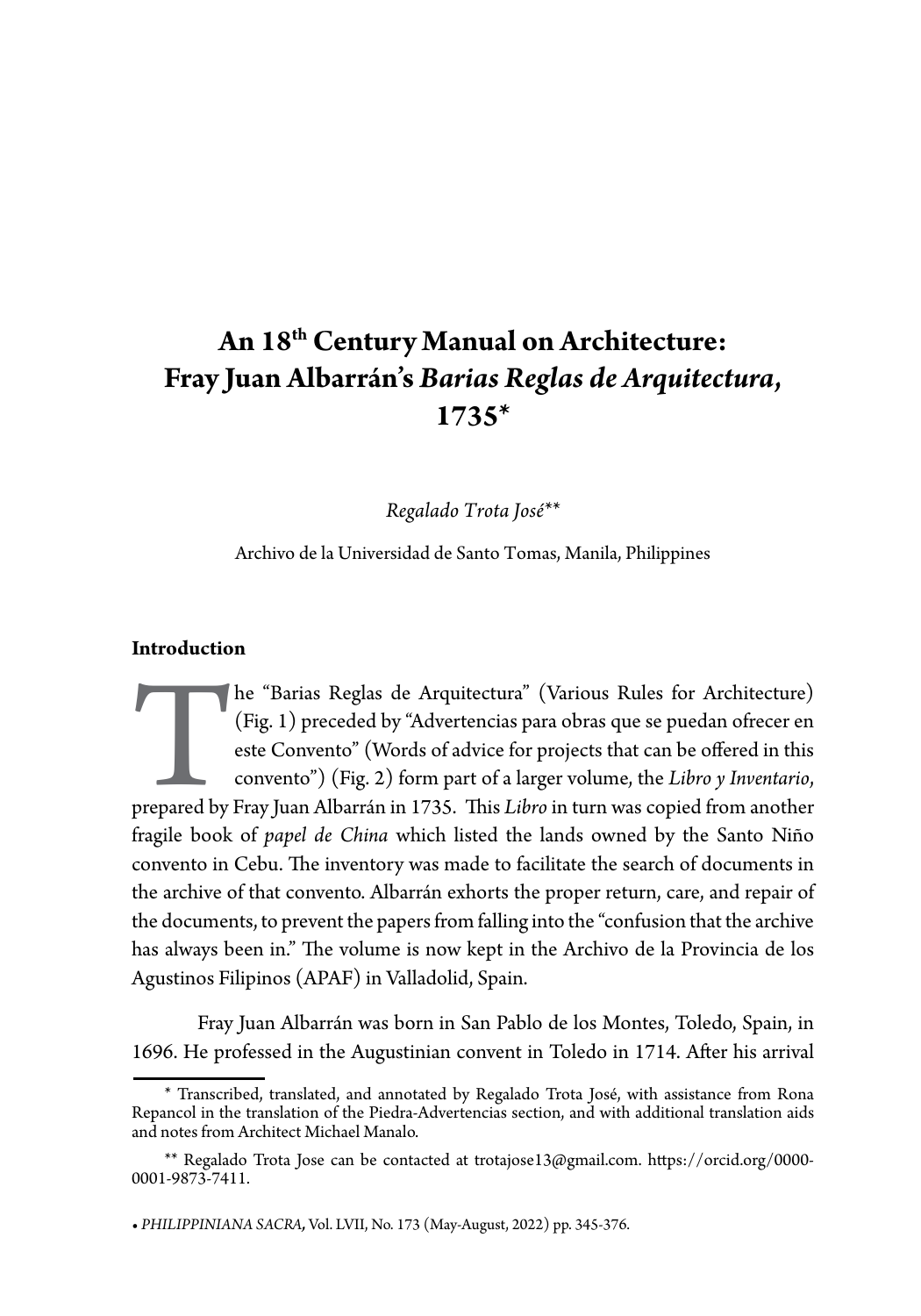# An 18th Century Manual on Architecture: Fray Juan Albarrán's *Barias Reglas de Arquitectura*, 1735*

*Regalado Trota José***

Archivo de la Universidad de Santo Tomas, Manila, Philippines

## Introduction

The "Barias Reglas de Arquitectura" (Various Rules for Architecture) (Fig. 1) preceded by "Advertencias para obras que se puedan ofrecer en este Convento" (Words of advice for projects that can be offered in this convento") (Fig. 2) form part of a larger volume, the *Libro y Inventario*, prepared by Fray Juan Albarrán in 1735. This *Libro* in turn was copied from another fragile book of *papel de China* which listed the lands owned by the Santo Niño convento in Cebu. The inventory was made to facilitate the search of documents in the archive of that convento. Albarrán exhorts the proper return, care, and repair of the documents, to prevent the papers from falling into the "confusion that the archive has always been in." The volume is now kept in the Archivo de la Provincia de los Agustinos Filipinos (APAF) in Valladolid, Spain.

Fray Juan Albarrán was born in San Pablo de los Montes, Toledo, Spain, in 1696. He professed in the Augustinian convent in Toledo in 1714. After his arrival

---

\* Transcribed, translated, and annotated by Regalado Trota José, with assistance from Rona Repancol in the translation of the Piedra-Advertencias section, and with additional translation aids and notes from Architect Michael Manalo.

\*\* Regalado Trota Jose can be contacted at trotajose13@gmail.com. https://orcid.org/0000-0001-9873-7411.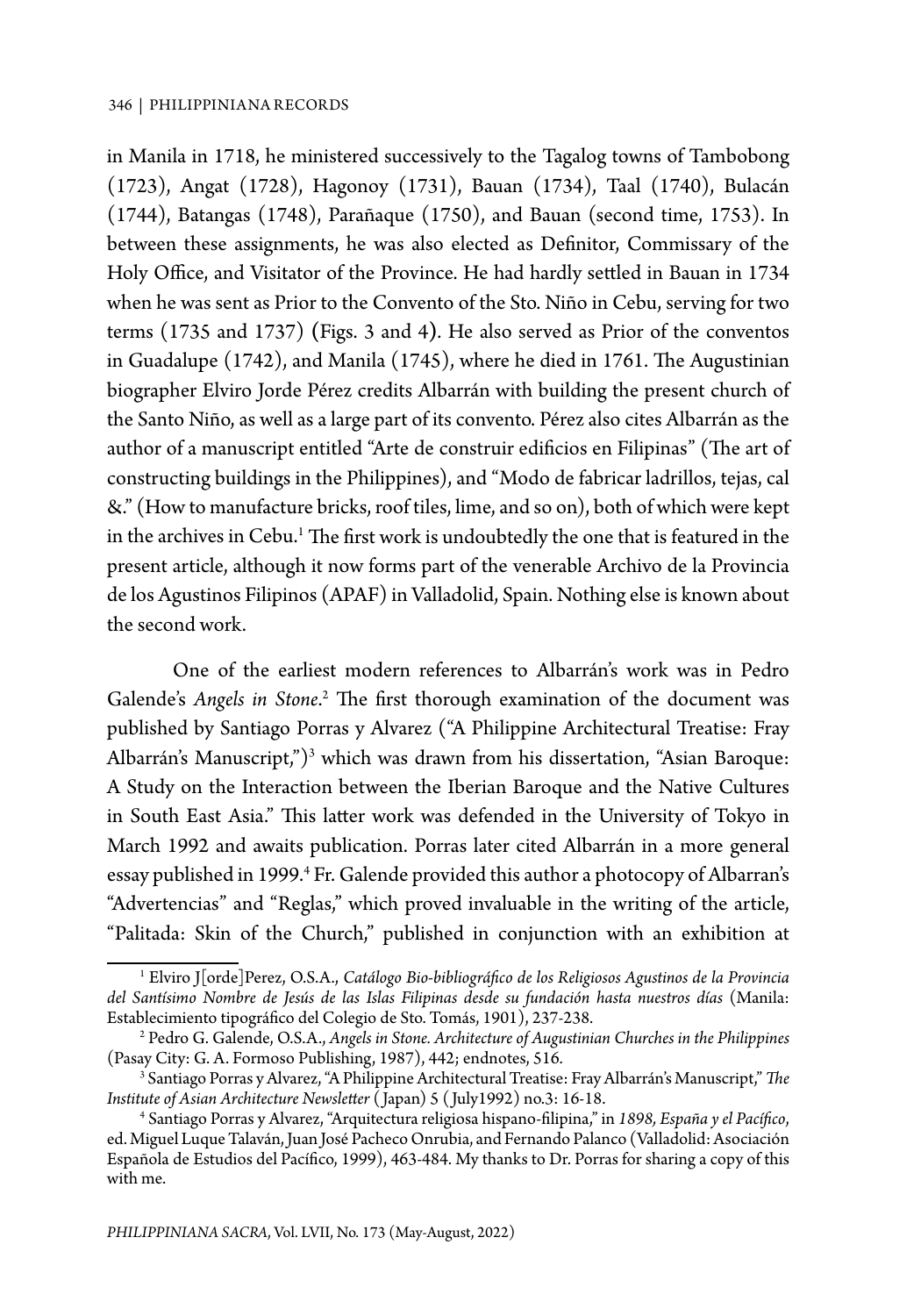in Manila in 1718, he ministered successively to the Tagalog towns of Tambobong (1723), Angat (1728), Hagonoy (1731), Bauan (1734), Taal (1740), Bulacán (1744), Batangas (1748), Parañaque (1750), and Bauan (second time, 1753). In between these assignments, he was also elected as Definitor, Commissary of the Holy Office, and Visitator of the Province. He had hardly settled in Bauan in 1734 when he was sent as Prior to the Convento of the Sto. Niño in Cebu, serving for two terms (1735 and 1737) (Figs. 3 and 4). He also served as Prior of the conventos in Guadalupe (1742), and Manila (1745), where he died in 1761. The Augustinian biographer Elviro Jorde Pérez credits Albarrán with building the present church of the Santo Niño, as well as a large part of its convento. Pérez also cites Albarrán as the author of a manuscript entitled "Arte de construir edificios en Filipinas" (The art of constructing buildings in the Philippines), and "Modo de fabricar ladrillos, tejas, cal &." (How to manufacture bricks, roof tiles, lime, and so on), both of which were kept in the archives in Cebu.[1] The first work is undoubtedly the one that is featured in the present article, although it now forms part of the venerable Archivo de la Provincia de los Agustinos Filipinos (APAF) in Valladolid, Spain. Nothing else is known about the second work.

One of the earliest modern references to Albarrán's work was in Pedro Galende's *Angels in Stone*.[2] The first thorough examination of the document was published by Santiago Porras y Alvarez ("A Philippine Architectural Treatise: Fray Albarrán's Manuscript,")[3] which was drawn from his dissertation, "Asian Baroque: A Study on the Interaction between the Iberian Baroque and the Native Cultures in South East Asia." This latter work was defended in the University of Tokyo in March 1992 and awaits publication. Porras later cited Albarrán in a more general essay published in 1999.[4] Fr. Galende provided this author a photocopy of Albarran's "Advertencias" and "Reglas," which proved invaluable in the writing of the article, "Palitada: Skin of the Church," published in conjunction with an exhibition at

---

[1] Elviro J[orde]Perez, O.S.A., *Catálogo Bio-bibliográfico de los Religiosos Agustinos de la Provincia del Santísimo Nombre de Jesús de las Islas Filipinas desde su fundación hasta nuestros días* (Manila: Establecimiento tipográfico del Colegio de Sto. Tomás, 1901), 237-238.

[2] Pedro G. Galende, O.S.A., *Angels in Stone. Architecture of Augustinian Churches in the Philippines* (Pasay City: G. A. Formoso Publishing, 1987), 442; endnotes, 516.

[3] Santiago Porras y Alvarez, "A Philippine Architectural Treatise: Fray Albarrán's Manuscript," *The Institute of Asian Architecture Newsletter* (Japan) 5 (July1992) no.3: 16-18.

[4] Santiago Porras y Alvarez, "Arquitectura religiosa hispano-filipina," in *1898, España y el Pacífico*, ed. Miguel Luque Talaván, Juan José Pacheco Onrubia, and Fernando Palanco (Valladolid: Asociación Española de Estudios del Pacífico, 1999), 463-484. My thanks to Dr. Porras for sharing a copy of this with me.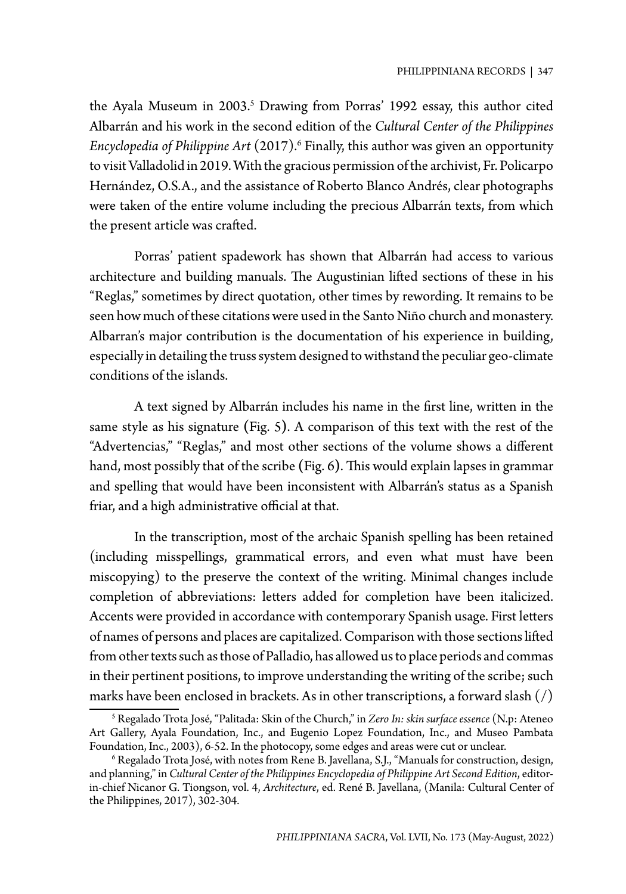the Ayala Museum in 2003.[5] Drawing from Porras' 1992 essay, this author cited Albarrán and his work in the second edition of the *Cultural Center of the Philippines Encyclopedia of Philippine Art* (2017).[6] Finally, this author was given an opportunity to visit Valladolid in 2019. With the gracious permission of the archivist, Fr. Policarpo Hernández, O.S.A., and the assistance of Roberto Blanco Andrés, clear photographs were taken of the entire volume including the precious Albarrán texts, from which the present article was crafted.

Porras' patient spadework has shown that Albarrán had access to various architecture and building manuals. The Augustinian lifted sections of these in his "Reglas," sometimes by direct quotation, other times by rewording. It remains to be seen how much of these citations were used in the Santo Niño church and monastery. Albarran's major contribution is the documentation of his experience in building, especially in detailing the truss system designed to withstand the peculiar geo-climate conditions of the islands.

A text signed by Albarrán includes his name in the first line, written in the same style as his signature (Fig. 5). A comparison of this text with the rest of the "Advertencias," "Reglas," and most other sections of the volume shows a different hand, most possibly that of the scribe (Fig. 6). This would explain lapses in grammar and spelling that would have been inconsistent with Albarrán's status as a Spanish friar, and a high administrative official at that.

In the transcription, most of the archaic Spanish spelling has been retained (including misspellings, grammatical errors, and even what must have been miscopying) to the preserve the context of the writing. Minimal changes include completion of abbreviations: letters added for completion have been italicized. Accents were provided in accordance with contemporary Spanish usage. First letters of names of persons and places are capitalized. Comparison with those sections lifted from other texts such as those of Palladio, has allowed us to place periods and commas in their pertinent positions, to improve understanding the writing of the scribe; such marks have been enclosed in brackets. As in other transcriptions, a forward slash (/)

---

[5] Regalado Trota José, "Palitada: Skin of the Church," in *Zero In: skin surface essence* (N.p: Ateneo Art Gallery, Ayala Foundation, Inc., and Eugenio Lopez Foundation, Inc., and Museo Pambata Foundation, Inc., 2003), 6-52. In the photocopy, some edges and areas were cut or unclear.

[6] Regalado Trota José, with notes from Rene B. Javellana, S.J., "Manuals for construction, design, and planning," in *Cultural Center of the Philippines Encyclopedia of Philippine Art Second Edition*, editor-in-chief Nicanor G. Tiongson, vol. 4, *Architecture*, ed. René B. Javellana, (Manila: Cultural Center of the Philippines, 2017), 302-304.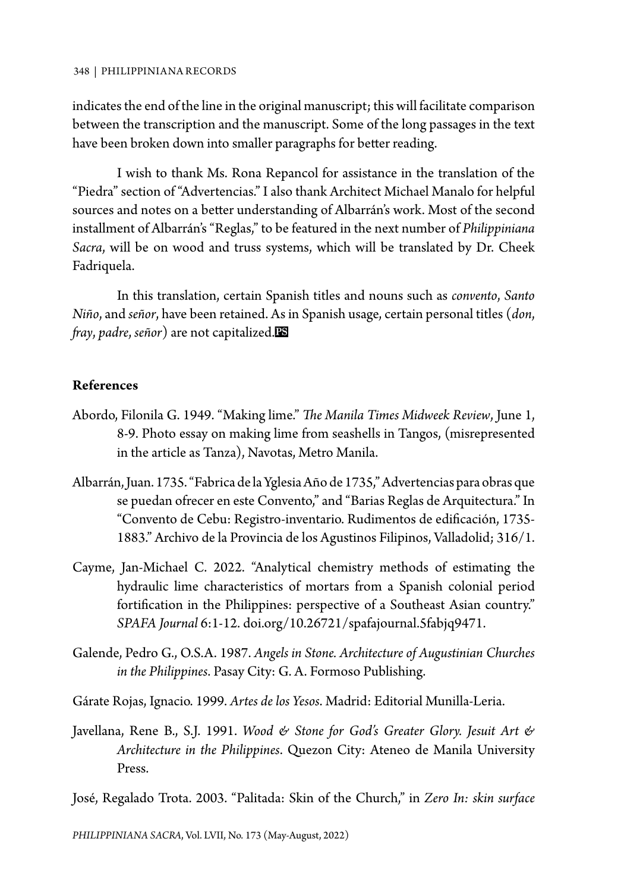indicates the end of the line in the original manuscript; this will facilitate comparison between the transcription and the manuscript. Some of the long passages in the text have been broken down into smaller paragraphs for better reading.

I wish to thank Ms. Rona Repancol for assistance in the translation of the "Piedra" section of "Advertencias." I also thank Architect Michael Manalo for helpful sources and notes on a better understanding of Albarrán's work. Most of the second installment of Albarrán's "Reglas," to be featured in the next number of *Philippiniana Sacra*, will be on wood and truss systems, which will be translated by Dr. Cheek Fadriquela.

In this translation, certain Spanish titles and nouns such as *convento*, *Santo Niño*, and *señor*, have been retained. As in Spanish usage, certain personal titles (*don*, *fray*, *padre*, *señor*) are not capitalized.

**References**

Abordo, Filonila G. 1949. "Making lime." *The Manila Times Midweek Review*, June 1, 8-9. Photo essay on making lime from seashells in Tangos, (misrepresented in the article as Tanza), Navotas, Metro Manila.

Albarrán, Juan. 1735. "Fabrica de la Yglesia Año de 1735," Advertencias para obras que se puedan ofrecer en este Convento," and "Barias Reglas de Arquitectura." In "Convento de Cebu: Registro-inventario. Rudimentos de edificación, 1735-1883." Archivo de la Provincia de los Agustinos Filipinos, Valladolid; 316/1.

Cayme, Jan-Michael C. 2022. "Analytical chemistry methods of estimating the hydraulic lime characteristics of mortars from a Spanish colonial period fortification in the Philippines: perspective of a Southeast Asian country." *SPAFA Journal* 6:1-12. doi.org/10.26721/spafajournal.5fabjq9471.

Galende, Pedro G., O.S.A. 1987. *Angels in Stone. Architecture of Augustinian Churches in the Philippines*. Pasay City: G. A. Formoso Publishing.

Gárate Rojas, Ignacio. 1999. *Artes de los Yesos*. Madrid: Editorial Munilla-Leria.

Javellana, Rene B., S.J. 1991. *Wood & Stone for God's Greater Glory. Jesuit Art & Architecture in the Philippines*. Quezon City: Ateneo de Manila University Press.

José, Regalado Trota. 2003. "Palitada: Skin of the Church," in *Zero In: skin surface*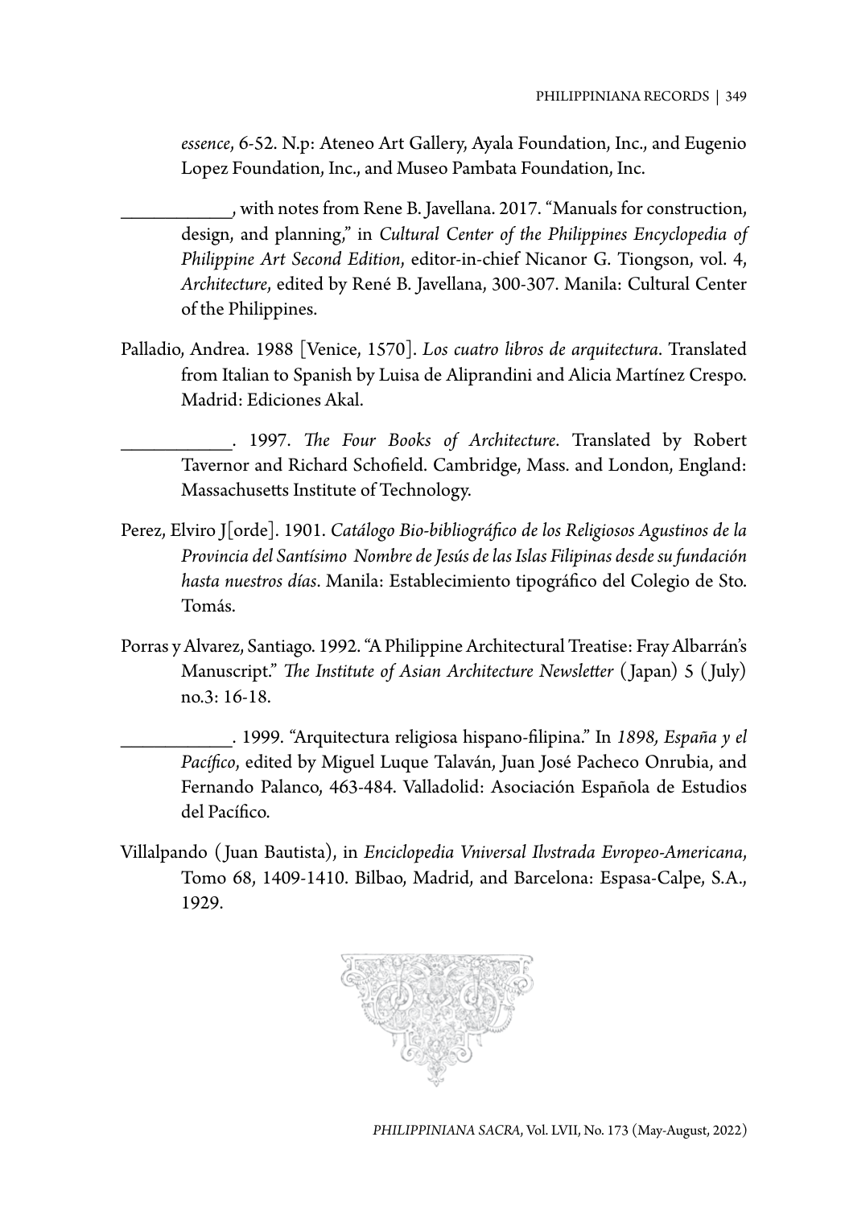*essence*, 6-52. N.p: Ateneo Art Gallery, Ayala Foundation, Inc., and Eugenio Lopez Foundation, Inc., and Museo Pambata Foundation, Inc.

___________, with notes from Rene B. Javellana. 2017. "Manuals for construction, design, and planning," in *Cultural Center of the Philippines Encyclopedia of Philippine Art Second Edition*, editor-in-chief Nicanor G. Tiongson, vol. 4, *Architecture*, edited by René B. Javellana, 300-307. Manila: Cultural Center of the Philippines.

Palladio, Andrea. 1988 [Venice, 1570]. *Los cuatro libros de arquitectura*. Translated from Italian to Spanish by Luisa de Aliprandini and Alicia Martínez Crespo. Madrid: Ediciones Akal.

___________. 1997. *The Four Books of Architecture*. Translated by Robert Tavernor and Richard Schofield. Cambridge, Mass. and London, England: Massachusetts Institute of Technology.

Perez, Elviro J[orde]. 1901. *Catálogo Bio-bibliográfico de los Religiosos Agustinos de la Provincia del Santísimo Nombre de Jesús de las Islas Filipinas desde su fundación hasta nuestros días*. Manila: Establecimiento tipográfico del Colegio de Sto. Tomás.

Porras y Alvarez, Santiago. 1992. "A Philippine Architectural Treatise: Fray Albarrán's Manuscript." *The Institute of Asian Architecture Newsletter* (Japan) 5 (July) no.3: 16-18.

___________. 1999. "Arquitectura religiosa hispano-filipina." In *1898, España y el Pacífico*, edited by Miguel Luque Talaván, Juan José Pacheco Onrubia, and Fernando Palanco, 463-484. Valladolid: Asociación Española de Estudios del Pacífico.

Villalpando (Juan Bautista), in *Enciclopedia Vniversal Ilvstrada Evropeo-Americana*, Tomo 68, 1409-1410. Bilbao, Madrid, and Barcelona: Espasa-Calpe, S.A., 1929.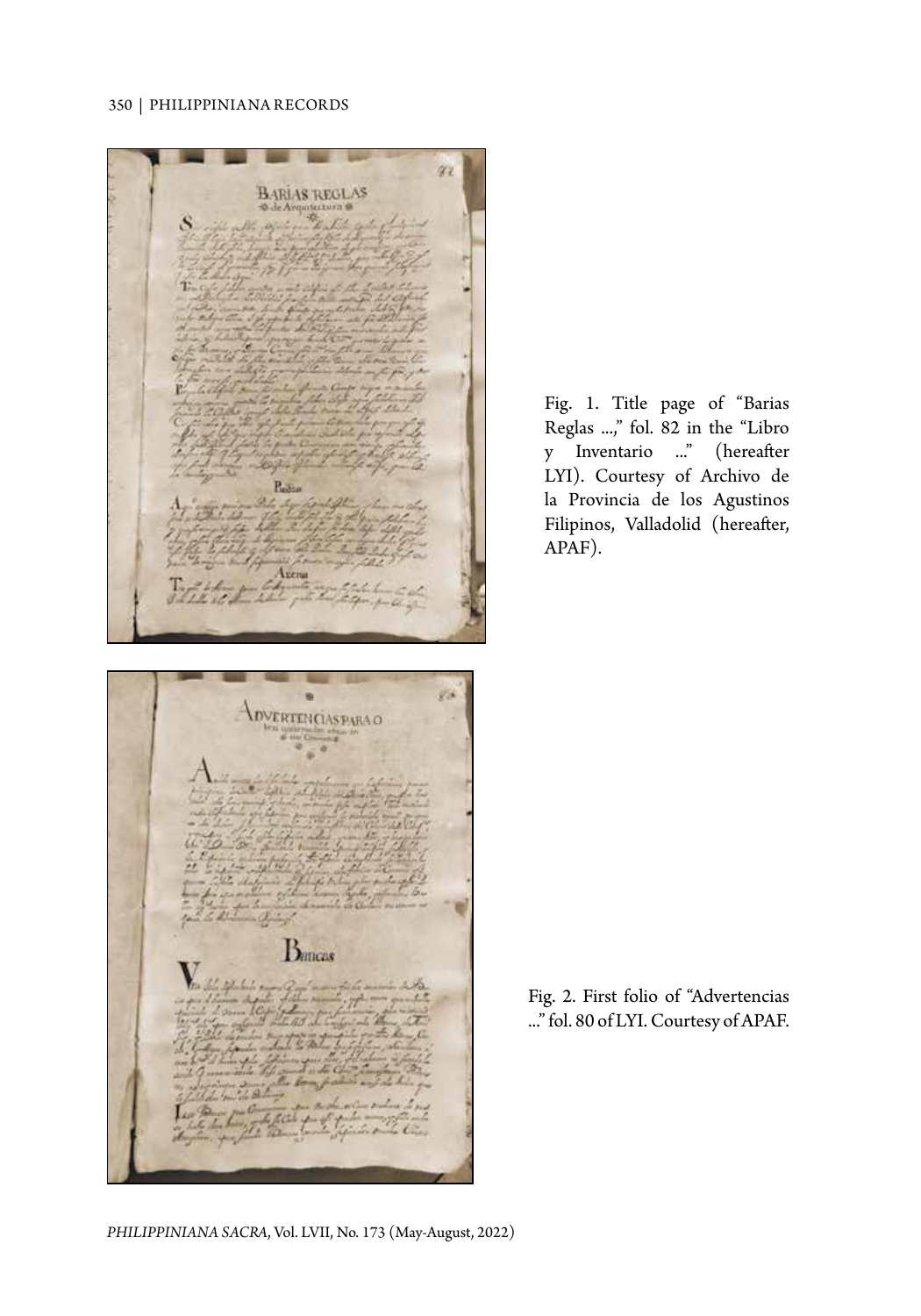Fig. 1. Title page of "Barias Reglas ...," fol. 82 in the "Libro y Inventario ..." (hereafter LYI). Courtesy of Archivo de la Provincia de los Agustinos Filipinos, Valladolid (hereafter, APAF).

Fig. 2. First folio of "Advertencias ..." fol. 80 of LYI. Courtesy of APAF.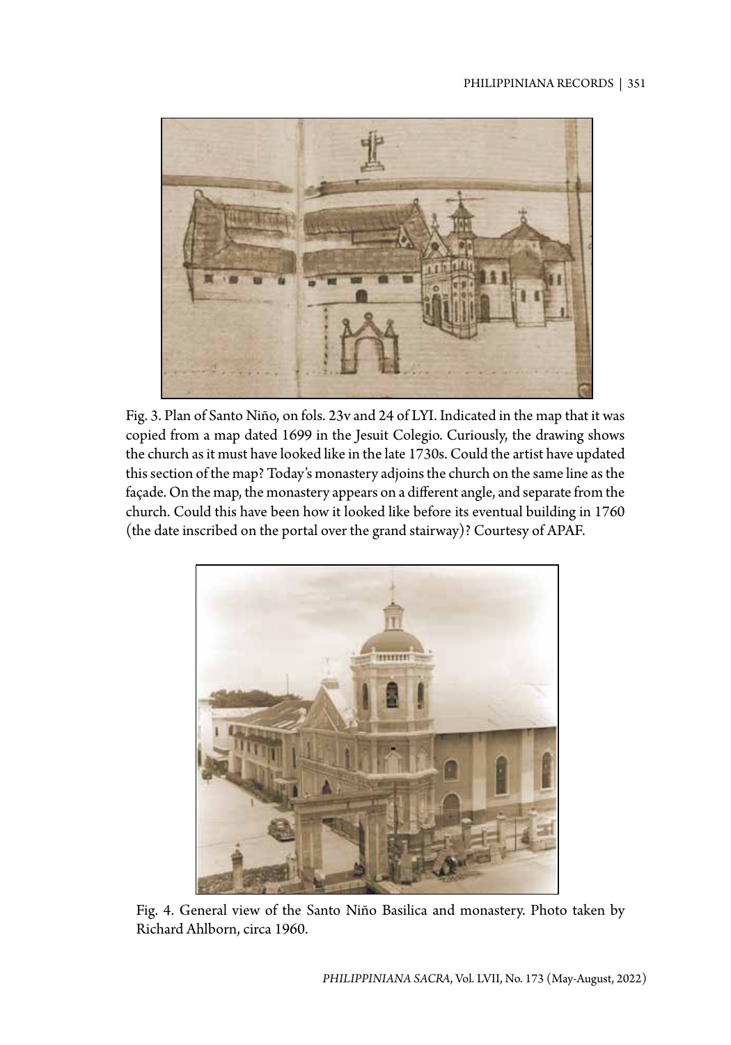Fig. 3. Plan of Santo Niño, on fols. 23v and 24 of LYI. Indicated in the map that it was copied from a map dated 1699 in the Jesuit Colegio. Curiously, the drawing shows the church as it must have looked like in the late 1730s. Could the artist have updated this section of the map? Today's monastery adjoins the church on the same line as the façade. On the map, the monastery appears on a different angle, and separate from the church. Could this have been how it looked like before its eventual building in 1760 (the date inscribed on the portal over the grand stairway)? Courtesy of APAF.

Fig. 4. General view of the Santo Niño Basilica and monastery. Photo taken by Richard Ahlborn, circa 1960.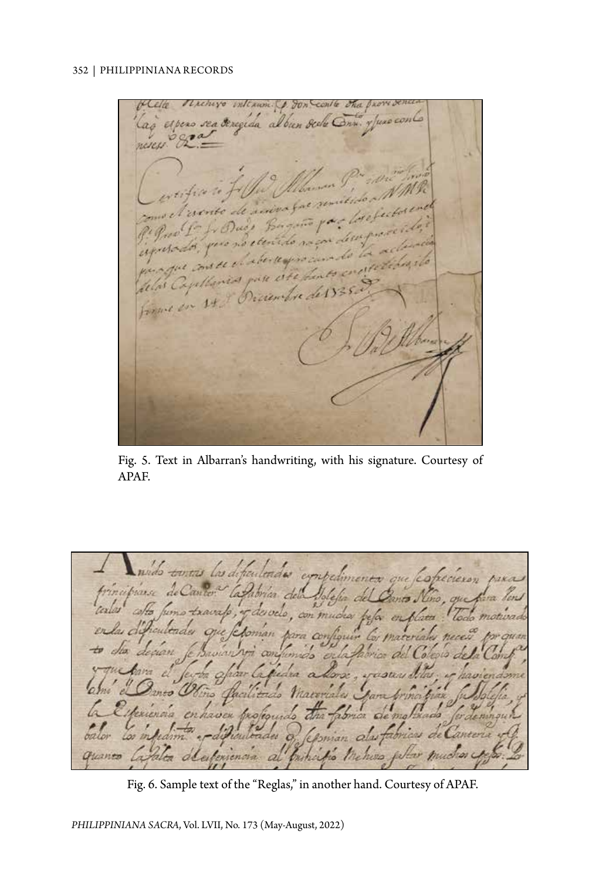Fig. 5. Text in Albarran's handwriting, with his signature. Courtesy of APAF.

Fig. 6. Sample text of the "Reglas," in another hand. Courtesy of APAF.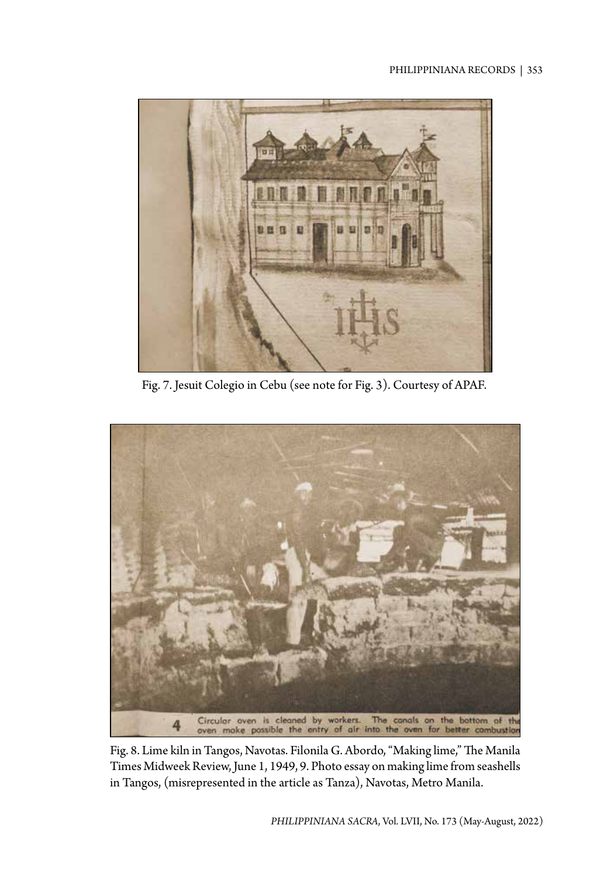Fig. 7. Jesuit Colegio in Cebu (see note for Fig. 3). Courtesy of APAF.

Fig. 8. Lime kiln in Tangos, Navotas. Filonila G. Abordo, "Making lime," The Manila Times Midweek Review, June 1, 1949, 9. Photo essay on making lime from seashells in Tangos, (misrepresented in the article as Tanza), Navotas, Metro Manila.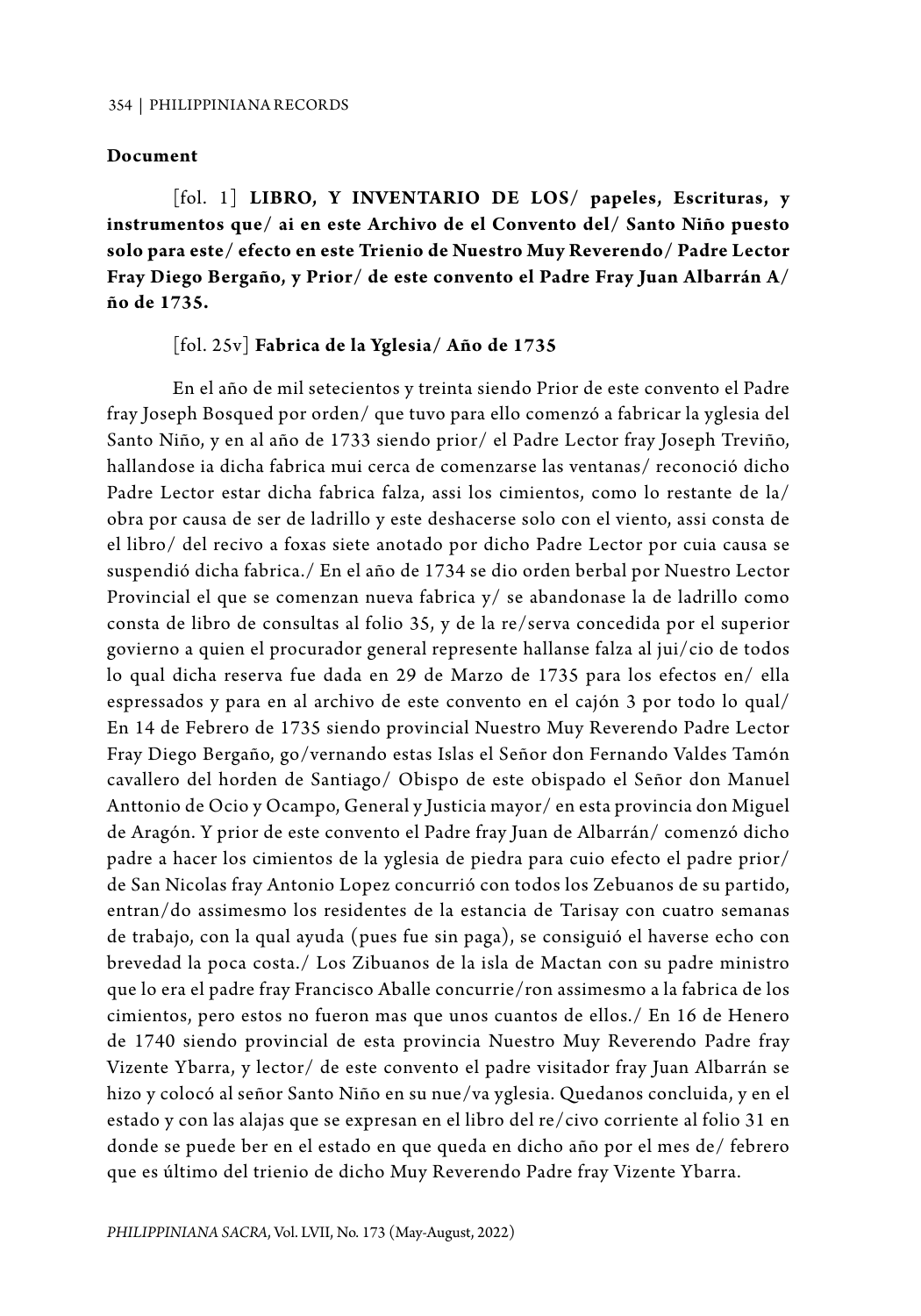**Document**

[fol. 1] **LIBRO, Y INVENTARIO DE LOS/ papeles, Escrituras, y instrumentos que/ ai en este Archivo de el Convento del/ Santo Niño puesto solo para este/ efecto en este Trienio de Nuestro Muy Reverendo/ Padre Lector Fray Diego Bergaño, y Prior/ de este convento el Padre Fray Juan Albarrán A/ ño de 1735.**

[fol. 25v] **Fabrica de la Yglesia/ Año de 1735**

En el año de mil setecientos y treinta siendo Prior de este convento el Padre fray Joseph Bosqued por orden/ que tuvo para ello comenzó a fabricar la yglesia del Santo Niño, y en al año de 1733 siendo prior/ el Padre Lector fray Joseph Treviño, hallandose ia dicha fabrica mui cerca de comenzarse las ventanas/ reconoció dicho Padre Lector estar dicha fabrica falza, assi los cimientos, como lo restante de la/ obra por causa de ser de ladrillo y este deshacerse solo con el viento, assi consta de el libro/ del recivo a foxas siete anotado por dicho Padre Lector por cuia causa se suspendió dicha fabrica./ En el año de 1734 se dio orden berbal por Nuestro Lector Provincial el que se comenzan nueva fabrica y/ se abandonase la de ladrillo como consta de libro de consultas al folio 35, y de la re/serva concedida por el superior govierno a quien el procurador general represente hallanse falza al jui/cio de todos lo qual dicha reserva fue dada en 29 de Marzo de 1735 para los efectos en/ ella espressados y para en al archivo de este convento en el cajón 3 por todo lo qual/ En 14 de Febrero de 1735 siendo provincial Nuestro Muy Reverendo Padre Lector Fray Diego Bergaño, go/vernando estas Islas el Señor don Fernando Valdes Tamón cavallero del horden de Santiago/ Obispo de este obispado el Señor don Manuel Anttonio de Ocio y Ocampo, General y Justicia mayor/ en esta provincia don Miguel de Aragón. Y prior de este convento el Padre fray Juan de Albarrán/ comenzó dicho padre a hacer los cimientos de la yglesia de piedra para cuio efecto el padre prior/ de San Nicolas fray Antonio Lopez concurrió con todos los Zebuanos de su partido, entran/do assimesmo los residentes de la estancia de Tarisay con cuatro semanas de trabajo, con la qual ayuda (pues fue sin paga), se consiguió el haverse echo con brevedad la poca costa./ Los Zibuanos de la isla de Mactan con su padre ministro que lo era el padre fray Francisco Aballe concurrie/ron assimesmo a la fabrica de los cimientos, pero estos no fueron mas que unos cuantos de ellos./ En 16 de Henero de 1740 siendo provincial de esta provincia Nuestro Muy Reverendo Padre fray Vizente Ybarra, y lector/ de este convento el padre visitador fray Juan Albarrán se hizo y colocó al señor Santo Niño en su nue/va yglesia. Quedanos concluida, y en el estado y con las alajas que se expresan en el libro del re/civo corriente al folio 31 en donde se puede ber en el estado en que queda en dicho año por el mes de/ febrero que es último del trienio de dicho Muy Reverendo Padre fray Vizente Ybarra.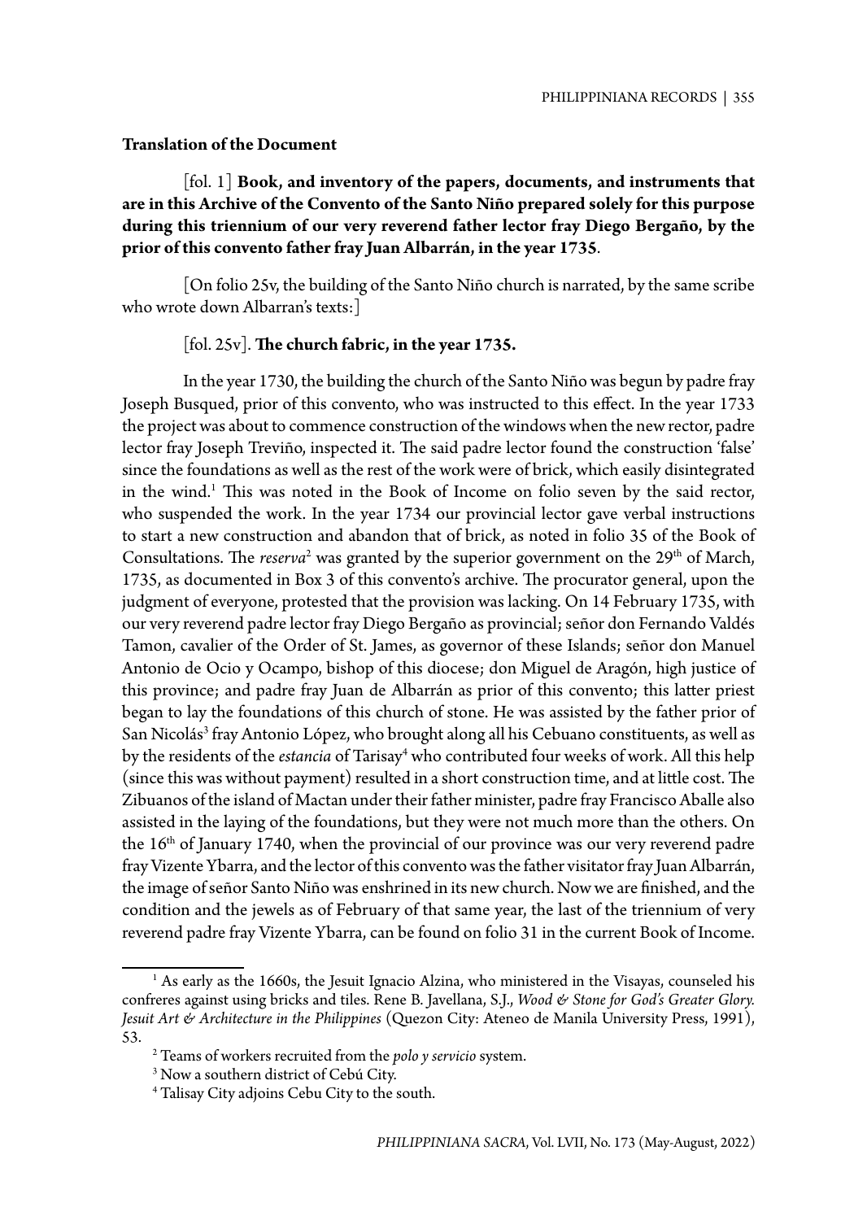**Translation of the Document**

[fol. 1] **Book, and inventory of the papers, documents, and instruments that are in this Archive of the Convento of the Santo Niño prepared solely for this purpose during this triennium of our very reverend father lector fray Diego Bergaño, by the prior of this convento father fray Juan Albarrán, in the year 1735**.

[On folio 25v, the building of the Santo Niño church is narrated, by the same scribe who wrote down Albarran's texts:]

[fol. 25v]. **The church fabric, in the year 1735.**

In the year 1730, the building the church of the Santo Niño was begun by padre fray Joseph Busqued, prior of this convento, who was instructed to this effect. In the year 1733 the project was about to commence construction of the windows when the new rector, padre lector fray Joseph Treviño, inspected it. The said padre lector found the construction 'false' since the foundations as well as the rest of the work were of brick, which easily disintegrated in the wind.[1] This was noted in the Book of Income on folio seven by the said rector, who suspended the work. In the year 1734 our provincial lector gave verbal instructions to start a new construction and abandon that of brick, as noted in folio 35 of the Book of Consultations. The *reserva*[2] was granted by the superior government on the 29th of March, 1735, as documented in Box 3 of this convento's archive. The procurator general, upon the judgment of everyone, protested that the provision was lacking. On 14 February 1735, with our very reverend padre lector fray Diego Bergaño as provincial; señor don Fernando Valdés Tamon, cavalier of the Order of St. James, as governor of these Islands; señor don Manuel Antonio de Ocio y Ocampo, bishop of this diocese; don Miguel de Aragón, high justice of this province; and padre fray Juan de Albarrán as prior of this convento; this latter priest began to lay the foundations of this church of stone. He was assisted by the father prior of San Nicolás[3] fray Antonio López, who brought along all his Cebuano constituents, as well as by the residents of the *estancia* of Tarisay[4] who contributed four weeks of work. All this help (since this was without payment) resulted in a short construction time, and at little cost. The Zibuanos of the island of Mactan under their father minister, padre fray Francisco Aballe also assisted in the laying of the foundations, but they were not much more than the others. On the 16th of January 1740, when the provincial of our province was our very reverend padre fray Vizente Ybarra, and the lector of this convento was the father visitator fray Juan Albarrán, the image of señor Santo Niño was enshrined in its new church. Now we are finished, and the condition and the jewels as of February of that same year, the last of the triennium of very reverend padre fray Vizente Ybarra, can be found on folio 31 in the current Book of Income.

---

[1] As early as the 1660s, the Jesuit Ignacio Alzina, who ministered in the Visayas, counseled his confreres against using bricks and tiles. Rene B. Javellana, S.J., *Wood & Stone for God's Greater Glory. Jesuit Art & Architecture in the Philippines* (Quezon City: Ateneo de Manila University Press, 1991), 53.

[2] Teams of workers recruited from the *polo y servicio* system.

[3] Now a southern district of Cebú City.

[4] Talisay City adjoins Cebu City to the south.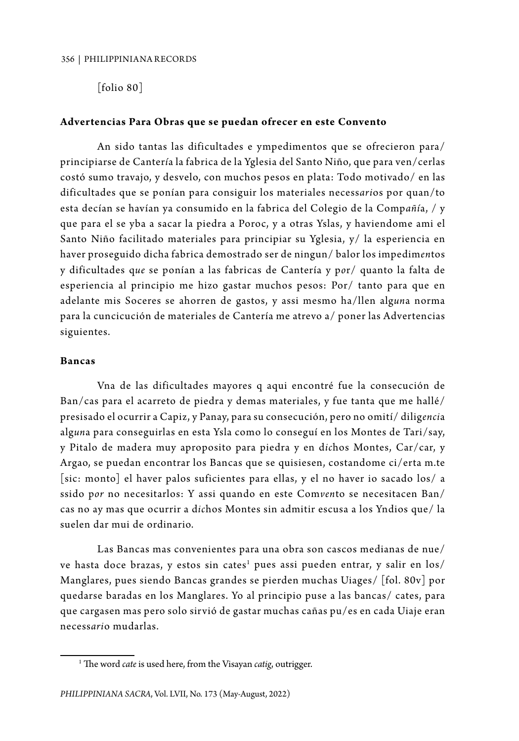[folio 80]

**Advertencias Para Obras que se puedan ofrecer en este Convento**

An sido tantas las dificultades e ympedimentos que se ofrecieron para/ principiarse de Cantería la fabrica de la Yglesia del Santo Niño, que para ven/cerlas costó sumo travajo, y desvelo, con muchos pesos en plata: Todo motivado/ en las dificultades que se ponían para consiguir los materiales necess*ari*os por quan/to esta decían se havían ya consumido en la fabrica del Colegio de la Comp*añí*a, / y que para el se yba a sacar la piedra a Poroc, y a otras Yslas, y haviendome ami el Santo Niño facilitado materiales para principiar su Yglesia, y/ la esperiencia en haver proseguido dicha fabrica demostrado ser de ningun/ balor los impedim*en*tos y dificultades q*ue* se ponían a las fabricas de Cantería y p*or*/ quanto la falta de esperiencia al principio me hizo gastar muchos pesos: Por/ tanto para que en adelante mis Soceres se ahorren de gastos, y assi mesmo ha/llen alg*un*a norma para la cuncicución de materiales de Cantería me atrevo a/ poner las Advertencias siguientes.

**Bancas**

Vna de las dificultades mayores q aqui encontré fue la consecución de Ban/cas para el acarreto de piedra y demas materiales, y fue tanta que me hallé/ presisado el ocurrir a Capiz, y Panay, para su consecución, pero no omití/ dilig*enci*a alg*un*a para conseguirlas en esta Ysla como lo conseguí en los Montes de Tari/say, y Pitalo de madera muy aproposito para piedra y en d*ic*hos Montes, Car/car, y Argao, se puedan encontrar los Bancas que se quisiesen, costandome ci/erta m.te [sic: monto] el haver palos suficientes para ellas, y el no haver io sacado los/ a ssido p*or* no necesitarlos: Y assi quando en este Com*ven*to se necesitacen Ban/cas no ay mas que ocurrir a d*ic*hos Montes sin admitir escusa a los Yndios que/ la suelen dar mui de ordinario.

Las Bancas mas convenientes para una obra son cascos medianas de nue/ve hasta doce brazas, y estos sin cates[1] pues assi pueden entrar, y salir en los/ Manglares, pues siendo Bancas grandes se pierden muchas Uiages/ [fol. 80v] por quedarse baradas en los Manglares. Yo al principio puse a las bancas/ cates, para que cargasen mas pero solo sirvió de gastar muchas cañas pu/es en cada Uiaje eran necess*ari*o mudarlas.

---

[1] The word *cate* is used here, from the Visayan *catig*, outrigger.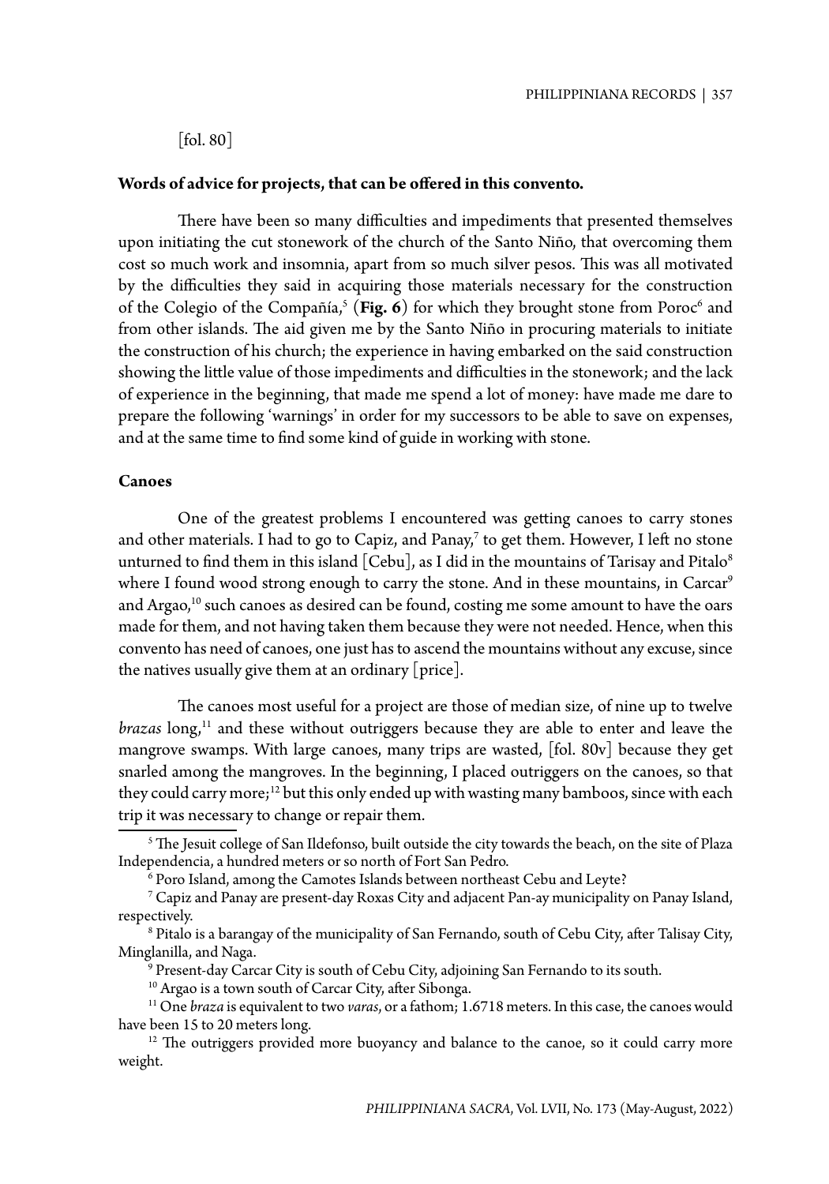[fol. 80]

**Words of advice for projects, that can be offered in this convento.**

There have been so many difficulties and impediments that presented themselves upon initiating the cut stonework of the church of the Santo Niño, that overcoming them cost so much work and insomnia, apart from so much silver pesos. This was all motivated by the difficulties they said in acquiring those materials necessary for the construction of the Colegio of the Compañía,[5] (**Fig. 6**) for which they brought stone from Poroc[6] and from other islands. The aid given me by the Santo Niño in procuring materials to initiate the construction of his church; the experience in having embarked on the said construction showing the little value of those impediments and difficulties in the stonework; and the lack of experience in the beginning, that made me spend a lot of money: have made me dare to prepare the following 'warnings' in order for my successors to be able to save on expenses, and at the same time to find some kind of guide in working with stone.

**Canoes**

One of the greatest problems I encountered was getting canoes to carry stones and other materials. I had to go to Capiz, and Panay,[7] to get them. However, I left no stone unturned to find them in this island [Cebu], as I did in the mountains of Tarisay and Pitalo[8] where I found wood strong enough to carry the stone. And in these mountains, in Carcar[9] and Argao,[10] such canoes as desired can be found, costing me some amount to have the oars made for them, and not having taken them because they were not needed. Hence, when this convento has need of canoes, one just has to ascend the mountains without any excuse, since the natives usually give them at an ordinary [price].

The canoes most useful for a project are those of median size, of nine up to twelve *brazas* long,[11] and these without outriggers because they are able to enter and leave the mangrove swamps. With large canoes, many trips are wasted, [fol. 80v] because they get snarled among the mangroves. In the beginning, I placed outriggers on the canoes, so that they could carry more;[12] but this only ended up with wasting many bamboos, since with each trip it was necessary to change or repair them.

---

[5] The Jesuit college of San Ildefonso, built outside the city towards the beach, on the site of Plaza Independencia, a hundred meters or so north of Fort San Pedro.

[6] Poro Island, among the Camotes Islands between northeast Cebu and Leyte?

[7] Capiz and Panay are present-day Roxas City and adjacent Pan-ay municipality on Panay Island, respectively.

[8] Pitalo is a barangay of the municipality of San Fernando, south of Cebu City, after Talisay City, Minglanilla, and Naga.

[9] Present-day Carcar City is south of Cebu City, adjoining San Fernando to its south.

[10] Argao is a town south of Carcar City, after Sibonga.

[11] One *braza* is equivalent to two *varas*, or a fathom; 1.6718 meters. In this case, the canoes would have been 15 to 20 meters long.

[12] The outriggers provided more buoyancy and balance to the canoe, so it could carry more weight.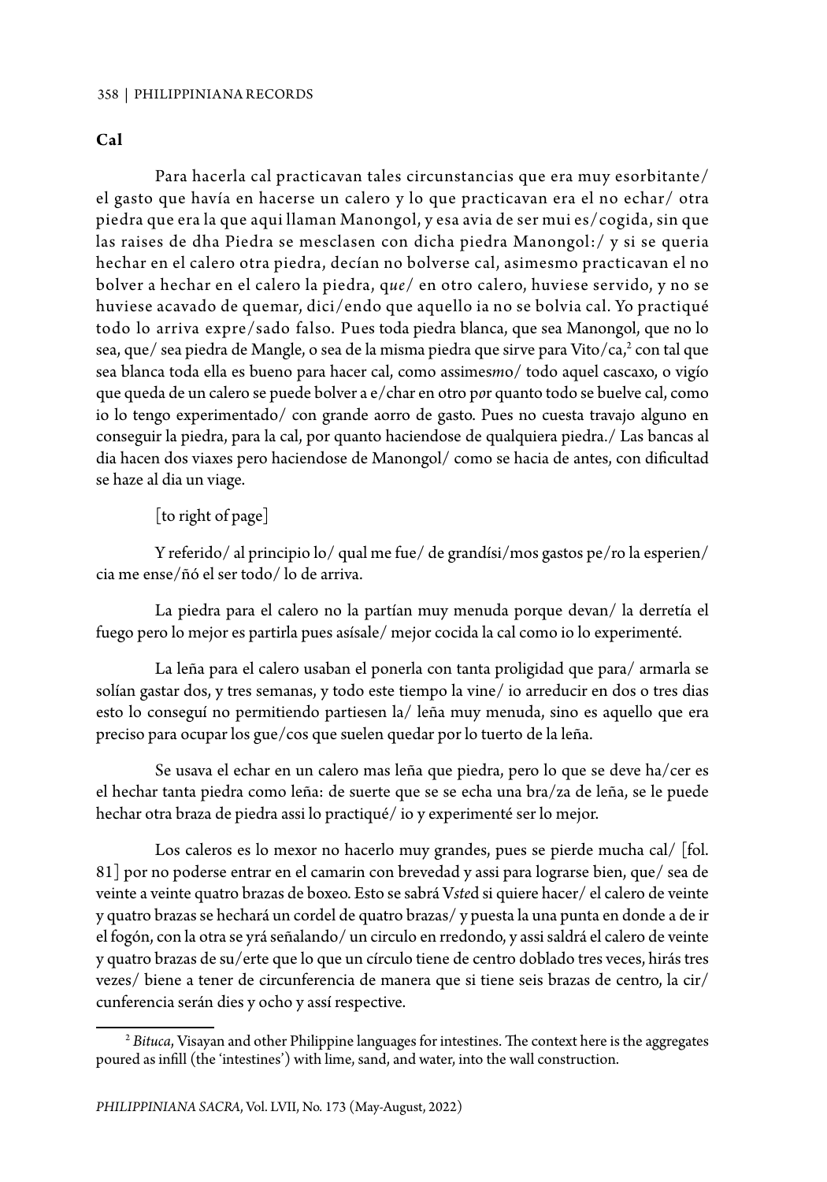**Cal**

Para hacerla cal practicavan tales circunstancias que era muy esorbitante/ el gasto que havía en hacerse un calero y lo que practicavan era el no echar/ otra piedra que era la que aqui llaman Manongol, y esa avia de ser mui es/cogida, sin que las raises de dha Piedra se mesclasen con dicha piedra Manongol:/ y si se queria hechar en el calero otra piedra, decían no bolverse cal, asimesmo practicavan el no bolver a hechar en el calero la piedra, q*ue*/ en otro calero, huviese servido, y no se huviese acavado de quemar, dici/endo que aquello ia no se bolvia cal. Yo practiqué todo lo arriva expre/sado falso. Pues toda piedra blanca, que sea Manongol, que no lo sea, que/ sea piedra de Mangle, o sea de la misma piedra que sirve para Vito/ca,[2] con tal que sea blanca toda ella es bueno para hacer cal, como assimes*m*o/ todo aquel cascaxo, o vigío que queda de un calero se puede bolver a e/char en otro p*o*r quanto todo se buelve cal, como io lo tengo experimentado/ con grande aorro de gasto. Pues no cuesta travajo alguno en conseguir la piedra, para la cal, por quanto haciendose de qualquiera piedra./ Las bancas al dia hacen dos viaxes pero haciendose de Manongol/ como se hacia de antes, con dificultad se haze al dia un viage.

[to right of page]

Y referido/ al principio lo/ qual me fue/ de grandísi/mos gastos pe/ro la esperien/cia me ense/ñó el ser todo/ lo de arriva.

La piedra para el calero no la partían muy menuda porque devan/ la derretía el fuego pero lo mejor es partirla pues asísale/ mejor cocida la cal como io lo experimenté.

La leña para el calero usaban el ponerla con tanta proligidad que para/ armarla se solían gastar dos, y tres semanas, y todo este tiempo la vine/ io arreducir en dos o tres dias esto lo conseguí no permitiendo partiesen la/ leña muy menuda, sino es aquello que era preciso para ocupar los gue/cos que suelen quedar por lo tuerto de la leña.

Se usava el echar en un calero mas leña que piedra, pero lo que se deve ha/cer es el hechar tanta piedra como leña: de suerte que se se echa una bra/za de leña, se le puede hechar otra braza de piedra assi lo practiqué/ io y experimenté ser lo mejor.

Los caleros es lo mexor no hacerlo muy grandes, pues se pierde mucha cal/ [fol. 81] por no poderse entrar en el camarin con brevedad y assi para lograrse bien, que/ sea de veinte a veinte quatro brazas de boxeo. Esto se sabrá V*ste*d si quiere hacer/ el calero de veinte y quatro brazas se hechará un cordel de quatro brazas/ y puesta la una punta en donde a de ir el fogón, con la otra se yrá señalando/ un circulo en rredondo, y assi saldrá el calero de veinte y quatro brazas de su/erte que lo que un círculo tiene de centro doblado tres veces, hirás tres vezes/ biene a tener de circunferencia de manera que si tiene seis brazas de centro, la cir/cunferencia serán dies y ocho y assí respective.

[2] *Bituca*, Visayan and other Philippine languages for intestines. The context here is the aggregates poured as infill (the 'intestines') with lime, sand, and water, into the wall construction.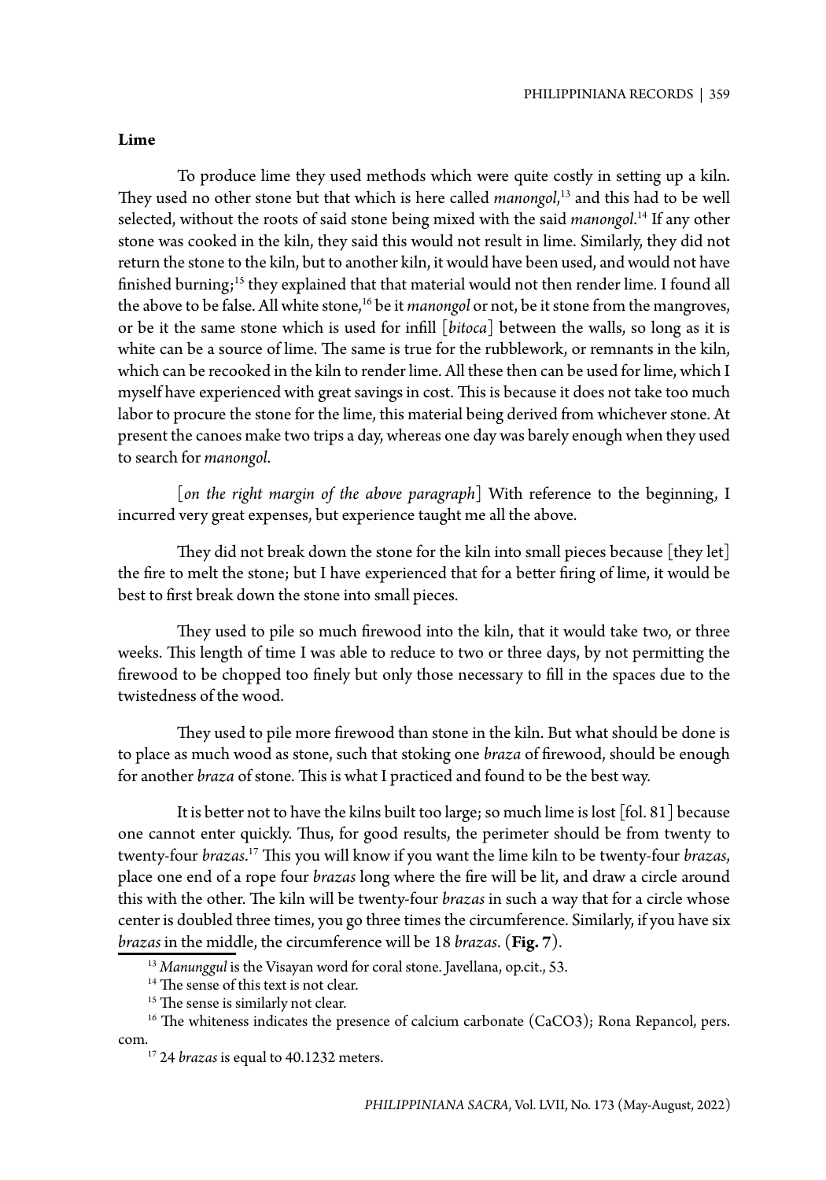**Lime**

To produce lime they used methods which were quite costly in setting up a kiln. They used no other stone but that which is here called *manongol*,[13] and this had to be well selected, without the roots of said stone being mixed with the said *manongol*.[14] If any other stone was cooked in the kiln, they said this would not result in lime. Similarly, they did not return the stone to the kiln, but to another kiln, it would have been used, and would not have finished burning;[15] they explained that that material would not then render lime. I found all the above to be false. All white stone,[16] be it *manongol* or not, be it stone from the mangroves, or be it the same stone which is used for infill [*bitoca*] between the walls, so long as it is white can be a source of lime. The same is true for the rubblework, or remnants in the kiln, which can be recooked in the kiln to render lime. All these then can be used for lime, which I myself have experienced with great savings in cost. This is because it does not take too much labor to procure the stone for the lime, this material being derived from whichever stone. At present the canoes make two trips a day, whereas one day was barely enough when they used to search for *manongol*.

[*on the right margin of the above paragraph*] With reference to the beginning, I incurred very great expenses, but experience taught me all the above.

They did not break down the stone for the kiln into small pieces because [they let] the fire to melt the stone; but I have experienced that for a better firing of lime, it would be best to first break down the stone into small pieces.

They used to pile so much firewood into the kiln, that it would take two, or three weeks. This length of time I was able to reduce to two or three days, by not permitting the firewood to be chopped too finely but only those necessary to fill in the spaces due to the twistedness of the wood.

They used to pile more firewood than stone in the kiln. But what should be done is to place as much wood as stone, such that stoking one *braza* of firewood, should be enough for another *braza* of stone. This is what I practiced and found to be the best way.

It is better not to have the kilns built too large; so much lime is lost [fol. 81] because one cannot enter quickly. Thus, for good results, the perimeter should be from twenty to twenty-four *brazas*.[17] This you will know if you want the lime kiln to be twenty-four *brazas*, place one end of a rope four *brazas* long where the fire will be lit, and draw a circle around this with the other. The kiln will be twenty-four *brazas* in such a way that for a circle whose center is doubled three times, you go three times the circumference. Similarly, if you have six *brazas* in the middle, the circumference will be 18 *brazas*. (**Fig. 7**).

---

[13] *Manunggul* is the Visayan word for coral stone. Javellana, op.cit., 53.

[14] The sense of this text is not clear.

[15] The sense is similarly not clear.

[16] The whiteness indicates the presence of calcium carbonate ($CaCO_3$); Rona Repancol, pers. com.

[17] 24 *brazas* is equal to 40.1232 meters.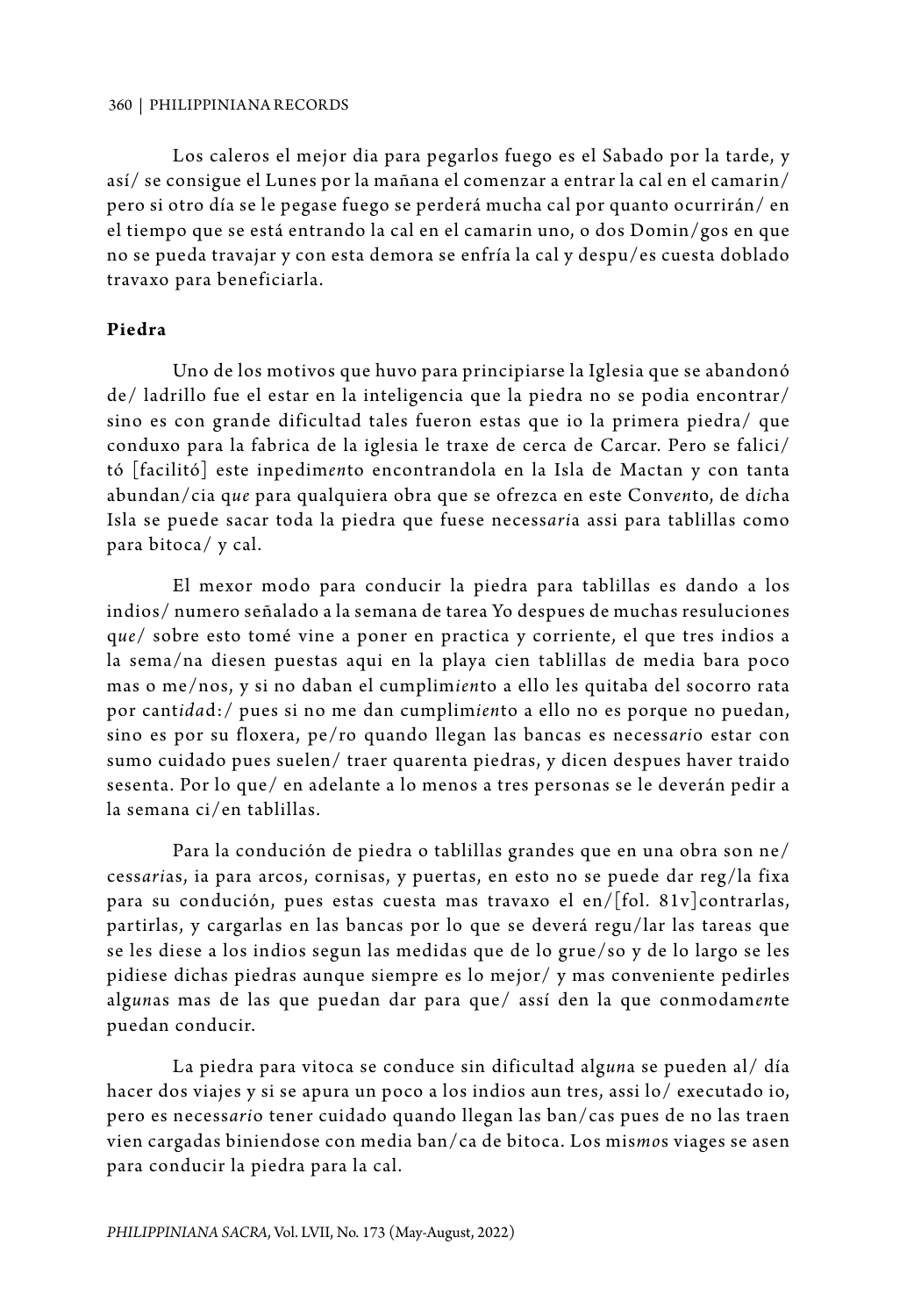Los caleros el mejor dia para pegarlos fuego es el Sabado por la tarde, y así/ se consigue el Lunes por la mañana el comenzar a entrar la cal en el camarin/ pero si otro día se le pegase fuego se perderá mucha cal por quanto ocurrirán/ en el tiempo que se está entrando la cal en el camarin uno, o dos Domin/gos en que no se pueda travajar y con esta demora se enfría la cal y despu/es cuesta doblado travaxo para beneficiarla.

**Piedra**

Uno de los motivos que huvo para principiarse la Iglesia que se abandonó de/ ladrillo fue el estar en la inteligencia que la piedra no se podia encontrar/ sino es con grande dificultad tales fueron estas que io la primera piedra/ que conduxo para la fabrica de la iglesia le traxe de cerca de Carcar. Pero se falici/tó [facilitó] este inpedim*en*to encontrandola en la Isla de Mactan y con tanta abundan/cia q*ue* para qualquiera obra que se ofrezca en este Conv*en*to, de d*ic*ha Isla se puede sacar toda la piedra que fuese necess*ari*a assi para tablillas como para bitoca/ y cal.

El mexor modo para conducir la piedra para tablillas es dando a los indios/ numero señalado a la semana de tarea Yo despues de muchas resuluciones q*ue*/ sobre esto tomé vine a poner en practica y corriente, el que tres indios a la sema/na diesen puestas aqui en la playa cien tablillas de media bara poco mas o me/nos, y si no daban el cumplim*ien*to a ello les quitaba del socorro rata por cant*idad*:/ pues si no me dan cumplim*ien*to a ello no es porque no puedan, sino es por su floxera, pe/ro quando llegan las bancas es necess*ari*o estar con sumo cuidado pues suelen/ traer quarenta piedras, y dicen despues haver traido sesenta. Por lo que/ en adelante a lo menos a tres personas se le deverán pedir a la semana ci/en tablillas.

Para la condución de piedra o tablillas grandes que en una obra son ne/cess*ari*as, ia para arcos, cornisas, y puertas, en esto no se puede dar reg/la fixa para su condución, pues estas cuesta mas travaxo el en/[fol. 81v]contrarlas, partirlas, y cargarlas en las bancas por lo que se deverá regu/lar las tareas que se les diese a los indios segun las medidas que de lo grue/so y de lo largo se les pidiese dichas piedras aunque siempre es lo mejor/ y mas conveniente pedirles alg*un*as mas de las que puedan dar para que/ assí den la que conmodam*en*te puedan conducir.

La piedra para vitoca se conduce sin dificultad alg*un*a se pueden al/ día hacer dos viajes y si se apura un poco a los indios aun tres, assi lo/ executado io, pero es necess*ari*o tener cuidado quando llegan las ban/cas pues de no las traen vien cargadas biniendose con media ban/ca de bitoca. Los mis*mo*s viages se asen para conducir la piedra para la cal.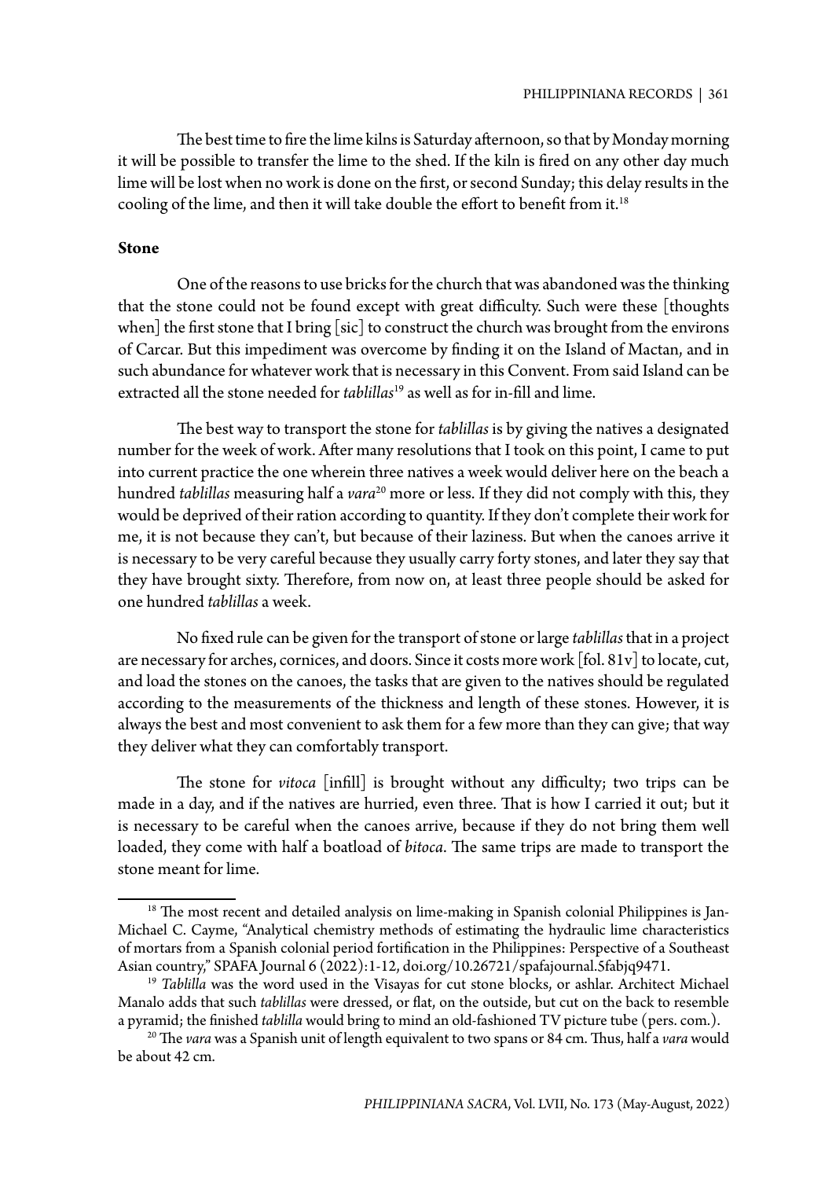The best time to fire the lime kilns is Saturday afternoon, so that by Monday morning it will be possible to transfer the lime to the shed. If the kiln is fired on any other day much lime will be lost when no work is done on the first, or second Sunday; this delay results in the cooling of the lime, and then it will take double the effort to benefit from it.[18]

**Stone**

One of the reasons to use bricks for the church that was abandoned was the thinking that the stone could not be found except with great difficulty. Such were these [thoughts when] the first stone that I bring [sic] to construct the church was brought from the environs of Carcar. But this impediment was overcome by finding it on the Island of Mactan, and in such abundance for whatever work that is necessary in this Convent. From said Island can be extracted all the stone needed for *tablillas*[19] as well as for in-fill and lime.

The best way to transport the stone for *tablillas* is by giving the natives a designated number for the week of work. After many resolutions that I took on this point, I came to put into current practice the one wherein three natives a week would deliver here on the beach a hundred *tablillas* measuring half a *vara*[20] more or less. If they did not comply with this, they would be deprived of their ration according to quantity. If they don't complete their work for me, it is not because they can't, but because of their laziness. But when the canoes arrive it is necessary to be very careful because they usually carry forty stones, and later they say that they have brought sixty. Therefore, from now on, at least three people should be asked for one hundred *tablillas* a week.

No fixed rule can be given for the transport of stone or large *tablillas* that in a project are necessary for arches, cornices, and doors. Since it costs more work [fol. 81v] to locate, cut, and load the stones on the canoes, the tasks that are given to the natives should be regulated according to the measurements of the thickness and length of these stones. However, it is always the best and most convenient to ask them for a few more than they can give; that way they deliver what they can comfortably transport.

The stone for *vitoca* [infill] is brought without any difficulty; two trips can be made in a day, and if the natives are hurried, even three. That is how I carried it out; but it is necessary to be careful when the canoes arrive, because if they do not bring them well loaded, they come with half a boatload of *bitoca*. The same trips are made to transport the stone meant for lime.

---

[18] The most recent and detailed analysis on lime-making in Spanish colonial Philippines is Jan-Michael C. Cayme, "Analytical chemistry methods of estimating the hydraulic lime characteristics of mortars from a Spanish colonial period fortification in the Philippines: Perspective of a Southeast Asian country," SPAFA Journal 6 (2022):1-12, doi.org/10.26721/spafajournal.5fabjq9471.

[19] *Tablilla* was the word used in the Visayas for cut stone blocks, or ashlar. Architect Michael Manalo adds that such *tablillas* were dressed, or flat, on the outside, but cut on the back to resemble a pyramid; the finished *tablilla* would bring to mind an old-fashioned TV picture tube (pers. com.).

[20] The *vara* was a Spanish unit of length equivalent to two spans or 84 cm. Thus, half a *vara* would be about 42 cm.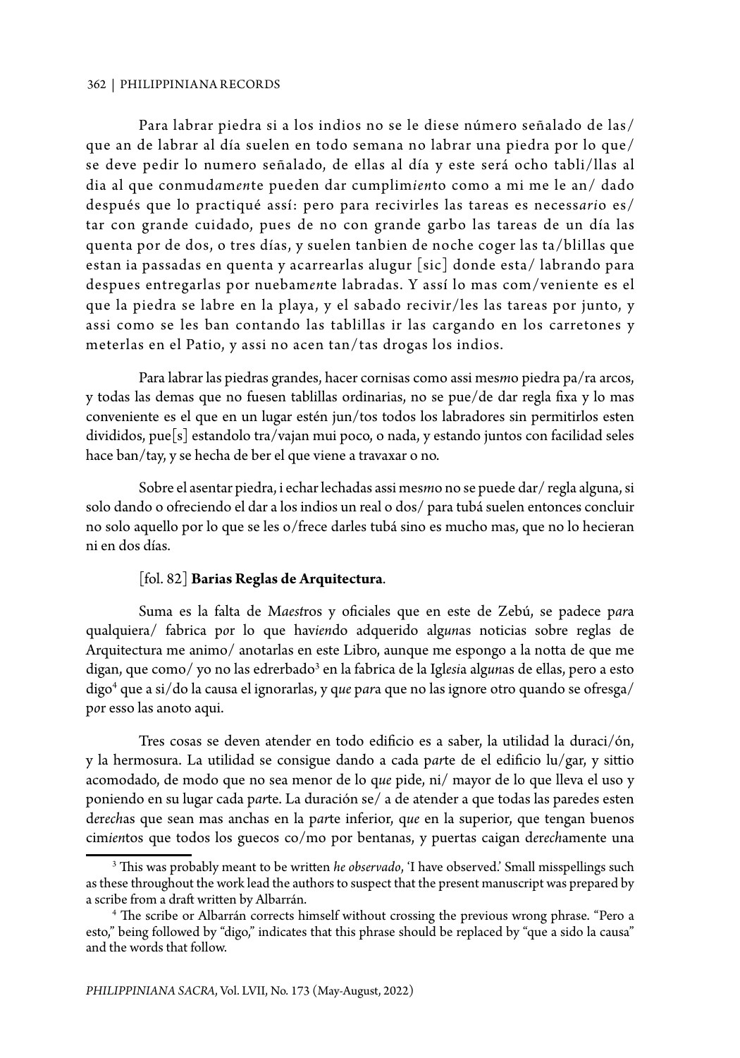Para labrar piedra si a los indios no se le diese número señalado de las/ que an de labrar al día suelen en todo semana no labrar una piedra por lo que/ se deve pedir lo numero señalado, de ellas al día y este será ocho tabli/llas al dia al que conmud*amen*te pueden dar cumplim*ien*to como a mi me le an/ dado después que lo practiqué assí: pero para recivirles las tareas es necess*ari*o es/ tar con grande cuidado, pues de no con grande garbo las tareas de un día las quenta por de dos, o tres días, y suelen tanbien de noche coger las ta/blillas que estan ia passadas en quenta y acarrearlas alugur [sic] donde esta/ labrando para despues entregarlas por nuebam*en*te labradas. Y assí lo mas com/veniente es el que la piedra se labre en la playa, y el sabado recivir/les las tareas por junto, y assi como se les ban contando las tablillas ir las cargando en los carretones y meterlas en el Patio, y assi no acen tan/tas drogas los indios.

Para labrar las piedras grandes, hacer cornisas como assi mes*m*o piedra pa/ra arcos, y todas las demas que no fuesen tablillas ordinarias, no se pue/de dar regla fixa y lo mas conveniente es el que en un lugar estén jun/tos todos los labradores sin permitirlos esten divididos, pue[s] estandolo tra/vajan mui poco, o nada, y estando juntos con facilidad seles hace ban/tay, y se hecha de ber el que viene a travaxar o no.

Sobre el asentar piedra, i echar lechadas assi mes*m*o no se puede dar/ regla alguna, si solo dando o ofreciendo el dar a los indios un real o dos/ para tubá suelen entonces concluir no solo aquello por lo que se les o/frece darles tubá sino es mucho mas, que no lo hecieran ni en dos días.

[fol. 82] **Barias Reglas de Arquitectura**.

Suma es la falta de M*aest*ros y oficiales que en este de Zebú, se padece p*ar*a qualquiera/ fabrica p*o*r lo que hav*ien*do adquerido alg*un*as noticias sobre reglas de Arquitectura me animo/ anotarlas en este Libro, aunque me espongo a la notta de que me digan, que como/ yo no las edrerbado[3] en la fabrica de la Igl*esi*a alg*un*as de ellas, pero a esto digo[4] que a si/do la causa el ignorarlas, y q*ue* p*ar*a que no las ignore otro quando se ofresga/ p*o*r esso las anoto aqui.

Tres cosas se deven atender en todo edificio es a saber, la utilidad la duraci/ón, y la hermosura. La utilidad se consigue dando a cada p*ar*te de el edificio lu/gar, y sittio acomodado, de modo que no sea menor de lo q*ue* pide, ni/ mayor de lo que lleva el uso y poniendo en su lugar cada p*ar*te. La duración se/ a de atender a que todas las paredes esten d*erech*as que sean mas anchas en la p*ar*te inferior, q*ue* en la superior, que tengan buenos cim*ien*tos que todos los guecos co/mo por bentanas, y puertas caigan d*erech*amente una

---

[3] This was probably meant to be written *he observado*, 'I have observed.' Small misspellings such as these throughout the work lead the authors to suspect that the present manuscript was prepared by a scribe from a draft written by Albarrán.

[4] The scribe or Albarrán corrects himself without crossing the previous wrong phrase. "Pero a esto," being followed by "digo," indicates that this phrase should be replaced by "que a sido la causa" and the words that follow.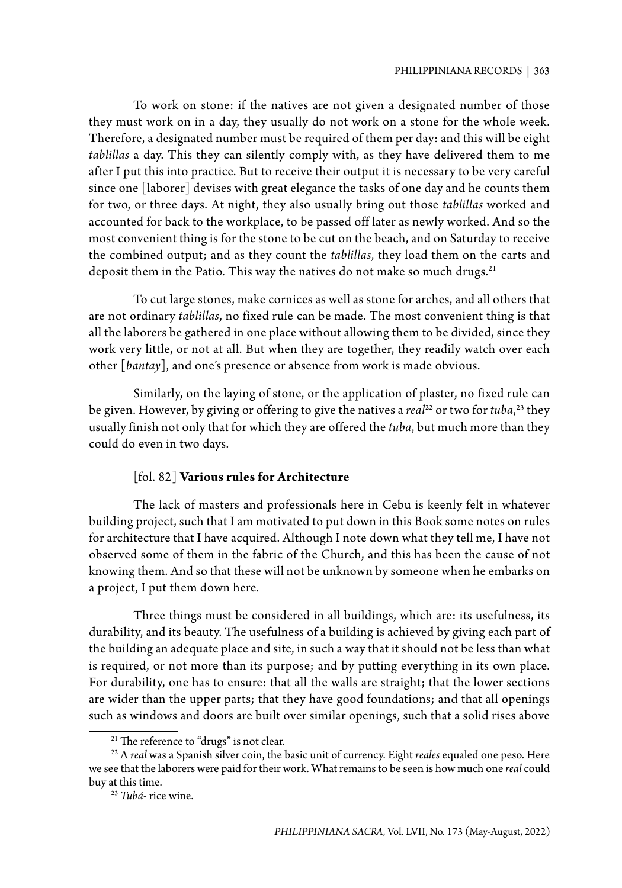To work on stone: if the natives are not given a designated number of those they must work on in a day, they usually do not work on a stone for the whole week. Therefore, a designated number must be required of them per day: and this will be eight *tablillas* a day. This they can silently comply with, as they have delivered them to me after I put this into practice. But to receive their output it is necessary to be very careful since one [laborer] devises with great elegance the tasks of one day and he counts them for two, or three days. At night, they also usually bring out those *tablillas* worked and accounted for back to the workplace, to be passed off later as newly worked. And so the most convenient thing is for the stone to be cut on the beach, and on Saturday to receive the combined output; and as they count the *tablillas*, they load them on the carts and deposit them in the Patio. This way the natives do not make so much drugs.[21]

To cut large stones, make cornices as well as stone for arches, and all others that are not ordinary *tablillas*, no fixed rule can be made. The most convenient thing is that all the laborers be gathered in one place without allowing them to be divided, since they work very little, or not at all. But when they are together, they readily watch over each other [*bantay*], and one's presence or absence from work is made obvious.

Similarly, on the laying of stone, or the application of plaster, no fixed rule can be given. However, by giving or offering to give the natives a *real*[22] or two for *tuba*,[23] they usually finish not only that for which they are offered the *tuba*, but much more than they could do even in two days.

### [fol. 82] **Various rules for Architecture**

The lack of masters and professionals here in Cebu is keenly felt in whatever building project, such that I am motivated to put down in this Book some notes on rules for architecture that I have acquired. Although I note down what they tell me, I have not observed some of them in the fabric of the Church, and this has been the cause of not knowing them. And so that these will not be unknown by someone when he embarks on a project, I put them down here.

Three things must be considered in all buildings, which are: its usefulness, its durability, and its beauty. The usefulness of a building is achieved by giving each part of the building an adequate place and site, in such a way that it should not be less than what is required, or not more than its purpose; and by putting everything in its own place. For durability, one has to ensure: that all the walls are straight; that the lower sections are wider than the upper parts; that they have good foundations; and that all openings such as windows and doors are built over similar openings, such that a solid rises above

---

[21] The reference to "drugs" is not clear.

[22] A *real* was a Spanish silver coin, the basic unit of currency. Eight *reales* equaled one peso. Here we see that the laborers were paid for their work. What remains to be seen is how much one *real* could buy at this time.

[23] *Tubá*- rice wine.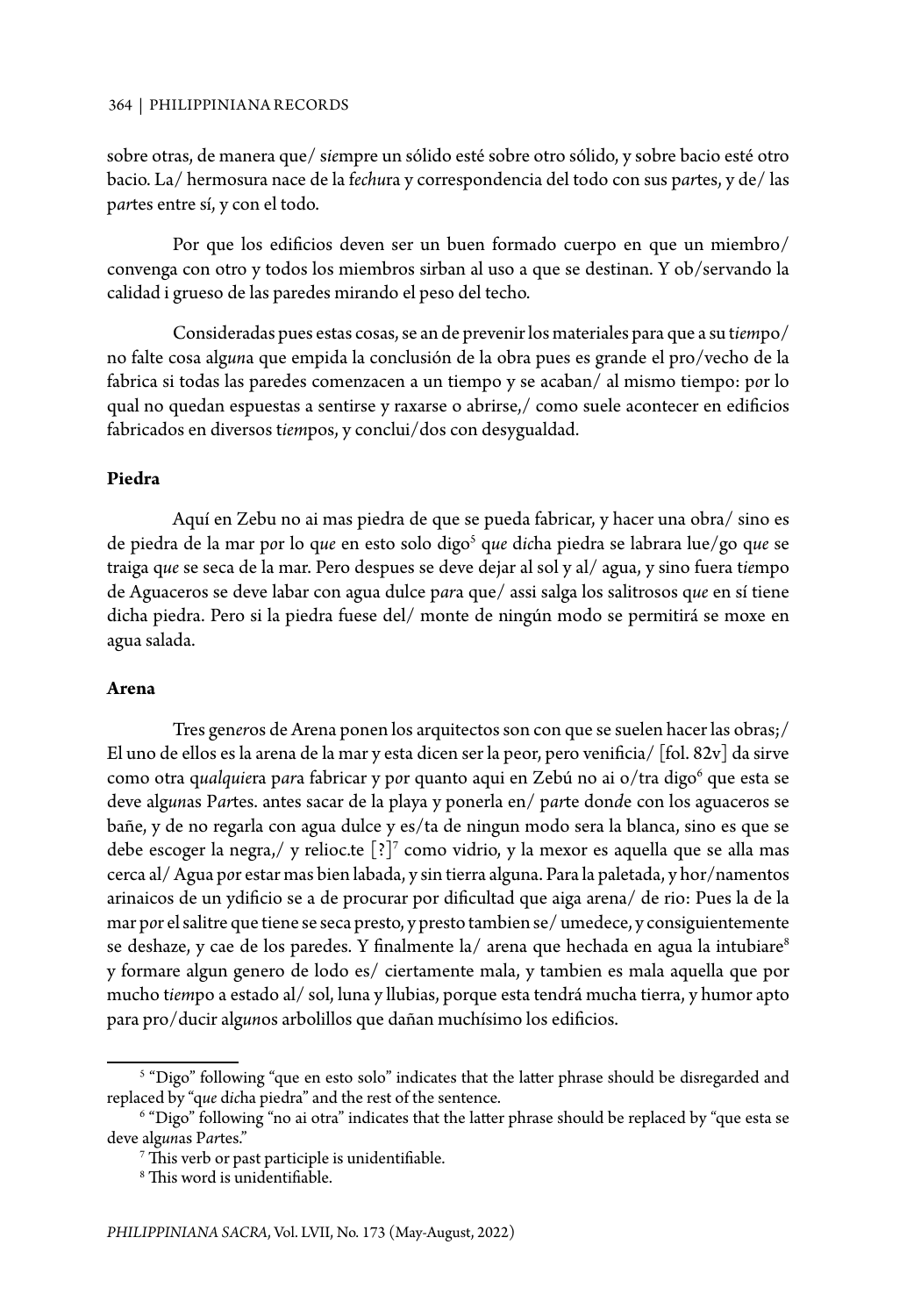sobre otras, de manera que/ s*ie*mpre un sólido esté sobre otro sólido, y sobre bacio esté otro bacio. La/ hermosura nace de la f*echu*ra y correspondencia del todo con sus p*ar*tes, y de/ las p*ar*tes entre sí, y con el todo.

Por que los edificios deven ser un buen formado cuerpo en que un miembro/ convenga con otro y todos los miembros sirban al uso a que se destinan. Y ob/servando la calidad i grueso de las paredes mirando el peso del techo.

Consideradas pues estas cosas, se an de prevenir los materiales para que a su t*iem*po/ no falte cosa alg*un*a que empida la conclusión de la obra pues es grande el pro/vecho de la fabrica si todas las paredes comenzacen a un tiempo y se acaban/ al mismo tiempo: p*o*r lo qual no quedan espuestas a sentirse y raxarse o abrirse,/ como suele acontecer en edificios fabricados en diversos t*iem*pos, y conclui/dos con desygualdad.

**Piedra**

Aquí en Zebu no ai mas piedra de que se pueda fabricar, y hacer una obra/ sino es de piedra de la mar p*o*r lo q*ue* en esto solo digo[5] q*ue* d*ic*ha piedra se labrara lue/go q*ue* se traiga q*ue* se seca de la mar. Pero despues se deve dejar al sol y al/ agua, y sino fuera t*ie*mpo de Aguaceros se deve labar con agua dulce p*ar*a que/ assi salga los salitrosos q*ue* en sí tiene dicha piedra. Pero si la piedra fuese del/ monte de ningún modo se permitirá se moxe en agua salada.

**Arena**

Tres gen*er*os de Arena ponen los arquitectos son con que se suelen hacer las obras;/ El uno de ellos es la arena de la mar y esta dicen ser la peor, pero venificia/ [fol. 82v] da sirve como otra q*ualquie*ra p*ar*a fabricar y p*o*r quanto aqui en Zebú no ai o/tra digo[6] que esta se deve alg*un*as P*ar*tes. antes sacar de la playa y ponerla en/ p*ar*te don*d*e con los aguaceros se bañe, y de no regarla con agua dulce y es/ta de ningun modo sera la blanca, sino es que se debe escoger la negra,/ y relioc.te [?][7] como vidrio, y la mexor es aquella que se alla mas cerca al/ Agua p*o*r estar mas bien labada, y sin tierra alguna. Para la paletada, y hor/namentos arinaicos de un ydificio se a de procurar por dificultad que aiga arena/ de rio: Pues la de la mar p*o*r el salitre que tiene se seca presto, y presto tambien se/ umedece, y consiguientemente se deshaze, y cae de los paredes. Y finalmente la/ arena que hechada en agua la intubiare[8] y formare algun genero de lodo es/ ciertamente mala, y tambien es mala aquella que por mucho t*iem*po a estado al/ sol, luna y llubias, porque esta tendrá mucha tierra, y humor apto para pro/ducir alg*un*os arbolillos que dañan muchísimo los edificios.

---

[5] "Digo" following "que en esto solo" indicates that the latter phrase should be disregarded and replaced by "q*ue* d*ic*ha piedra" and the rest of the sentence.

[6] "Digo" following "no ai otra" indicates that the latter phrase should be replaced by "que esta se deve alg*un*as P*ar*tes."

[7] This verb or past participle is unidentifiable.

[8] This word is unidentifiable.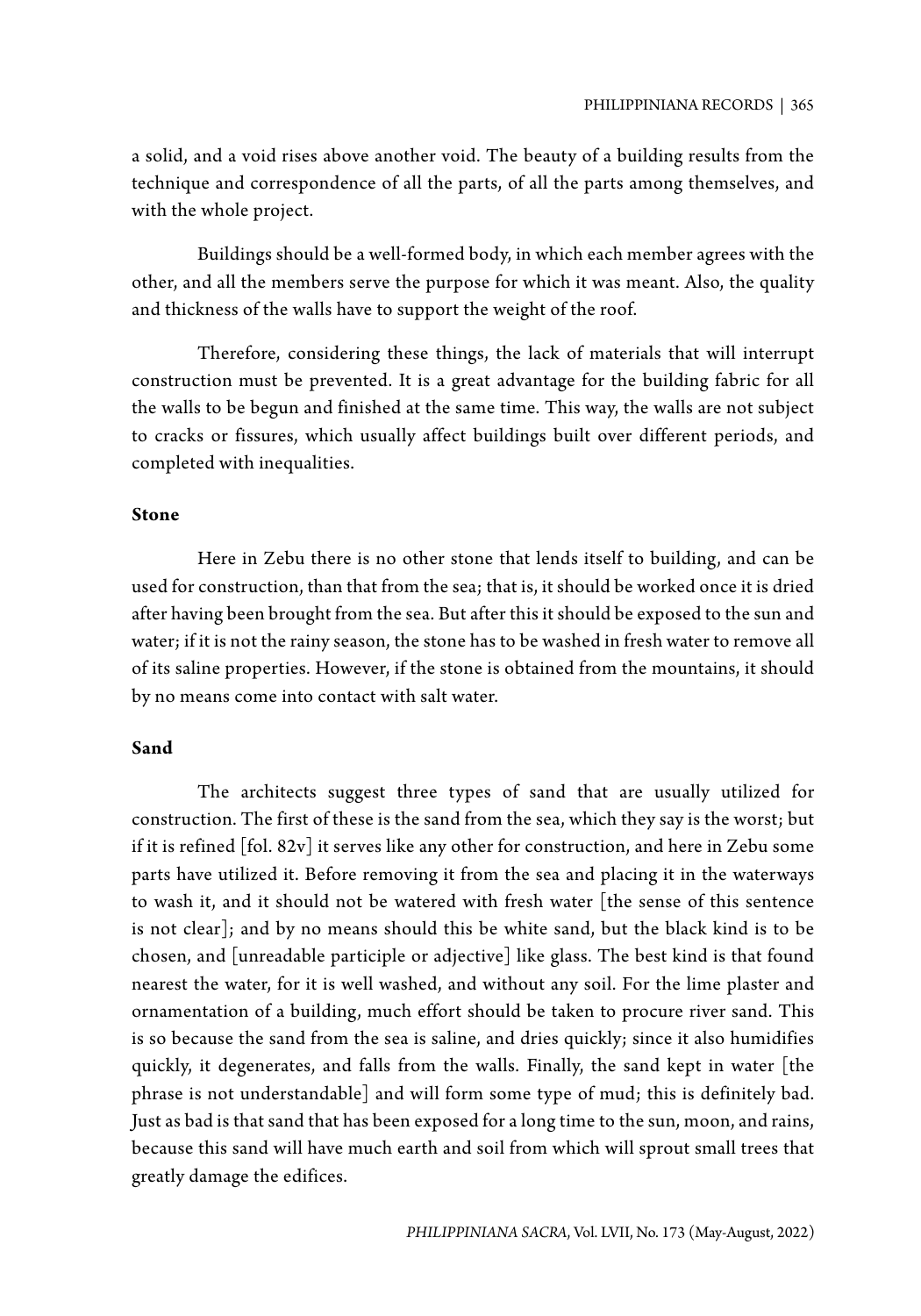a solid, and a void rises above another void. The beauty of a building results from the technique and correspondence of all the parts, of all the parts among themselves, and with the whole project.

Buildings should be a well-formed body, in which each member agrees with the other, and all the members serve the purpose for which it was meant. Also, the quality and thickness of the walls have to support the weight of the roof.

Therefore, considering these things, the lack of materials that will interrupt construction must be prevented. It is a great advantage for the building fabric for all the walls to be begun and finished at the same time. This way, the walls are not subject to cracks or fissures, which usually affect buildings built over different periods, and completed with inequalities.

**Stone**

Here in Zebu there is no other stone that lends itself to building, and can be used for construction, than that from the sea; that is, it should be worked once it is dried after having been brought from the sea. But after this it should be exposed to the sun and water; if it is not the rainy season, the stone has to be washed in fresh water to remove all of its saline properties. However, if the stone is obtained from the mountains, it should by no means come into contact with salt water.

**Sand**

The architects suggest three types of sand that are usually utilized for construction. The first of these is the sand from the sea, which they say is the worst; but if it is refined [fol. 82v] it serves like any other for construction, and here in Zebu some parts have utilized it. Before removing it from the sea and placing it in the waterways to wash it, and it should not be watered with fresh water [the sense of this sentence is not clear]; and by no means should this be white sand, but the black kind is to be chosen, and [unreadable participle or adjective] like glass. The best kind is that found nearest the water, for it is well washed, and without any soil. For the lime plaster and ornamentation of a building, much effort should be taken to procure river sand. This is so because the sand from the sea is saline, and dries quickly; since it also humidifies quickly, it degenerates, and falls from the walls. Finally, the sand kept in water [the phrase is not understandable] and will form some type of mud; this is definitely bad. Just as bad is that sand that has been exposed for a long time to the sun, moon, and rains, because this sand will have much earth and soil from which will sprout small trees that greatly damage the edifices.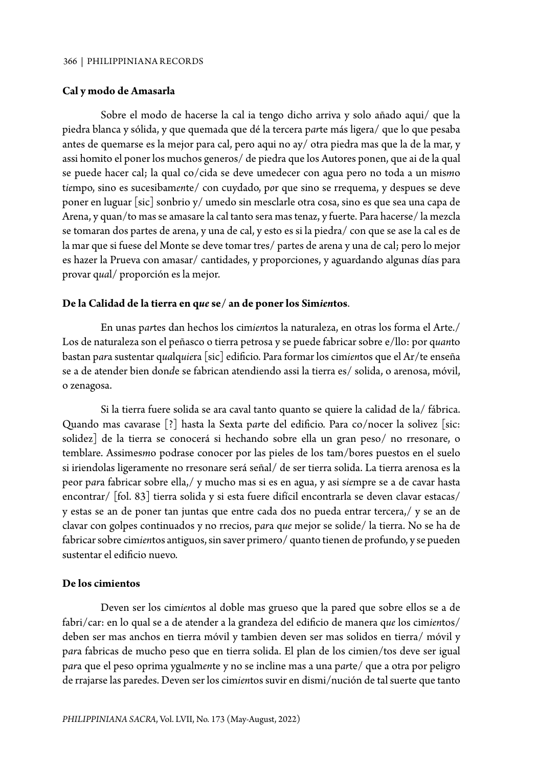**Cal y modo de Amasarla**

Sobre el modo de hacerse la cal ia tengo dicho arriva y solo añado aqui/ que la piedra blanca y sólida, y que quemada que dé la tercera p*ar*te más ligera/ que lo que pesaba antes de quemarse es la mejor para cal, pero aqui no ay/ otra piedra mas que la de la mar, y assi homito el poner los muchos generos/ de piedra que los Autores ponen, que ai de la qual se puede hacer cal; la qual co/cida se deve umedecer con agua pero no toda a un mis*m*o t*ie*mpo, sino es sucesibam*en*te/ con cuydado, p*or* que sino se rrequema, y despues se deve poner en luguar [sic] sonbrio y/ umedo sin mesclarle otra cosa, sino es que sea una capa de Arena, y quan/to mas se amasare la cal tanto sera mas tenaz, y fuerte. Para hacerse/ la mezcla se tomaran dos partes de arena, y una de cal, y esto es si la piedra/ con que se ase la cal es de la mar que si fuese del Monte se deve tomar tres/ partes de arena y una de cal; pero lo mejor es hazer la Prueva con amasar/ cantidades, y proporciones, y aguardando algunas días para provar q*ua*l/ proporción es la mejor.

**De la Calidad de la tierra en q*ue* se/ an de poner los Sim*ien*tos**.

En unas p*ar*tes dan hechos los cim*ien*tos la naturaleza, en otras los forma el Arte./ Los de naturaleza son el peñasco o tierra petrosa y se puede fabricar sobre e/llo: por q*uan*to bastan p*ara* sustentar q*ual*q*uie*ra [sic] edificio. Para formar los cim*ien*tos que el Ar/te enseña se a de atender bien don*de* se fabrican atendiendo assi la tierra es/ solida, o arenosa, móvil, o zenagosa.

Si la tierra fuere solida se ara caval tanto quanto se quiere la calidad de la/ fábrica. Quando mas cavarase [?] hasta la Sexta p*ar*te del edificio. Para co/nocer la solivez [sic: solidez] de la tierra se conocerá si hechando sobre ella un gran peso/ no rresonare, o temblare. Assimes*m*o podrase conocer por las pieles de los tam/bores puestos en el suelo si iriendolas ligeramente no rresonare será señal/ de ser tierra solida. La tierra arenosa es la peor p*ara* fabricar sobre ella,/ y mucho mas si es en agua, y asi s*ie*mpre se a de cavar hasta encontrar/ [fol. 83] tierra solida y si esta fuere difícil encontrarla se deven clavar estacas/ y estas se an de poner tan juntas que entre cada dos no pueda entrar tercera,/ y se an de clavar con golpes continuados y no rrecios, p*ara* q*ue* mejor se solide/ la tierra. No se ha de fabricar sobre cim*ien*tos antiguos, sin saver primero/ quanto tienen de profundo, y se pueden sustentar el edificio nuevo.

**De los cimientos**

Deven ser los cim*ien*tos al doble mas grueso que la pared que sobre ellos se a de fabri/car: en lo qual se a de atender a la grandeza del edificio de manera q*ue* los cim*ien*tos/ deben ser mas anchos en tierra móvil y tambien deven ser mas solidos en tierra/ móvil y p*ara* fabricas de mucho peso que en tierra solida. El plan de los cimien/tos deve ser igual p*ara* que el peso oprima ygualm*en*te y no se incline mas a una p*ar*te/ que a otra por peligro de rrajarse las paredes. Deven ser los cim*ien*tos suvir en dismi/nución de tal suerte que tanto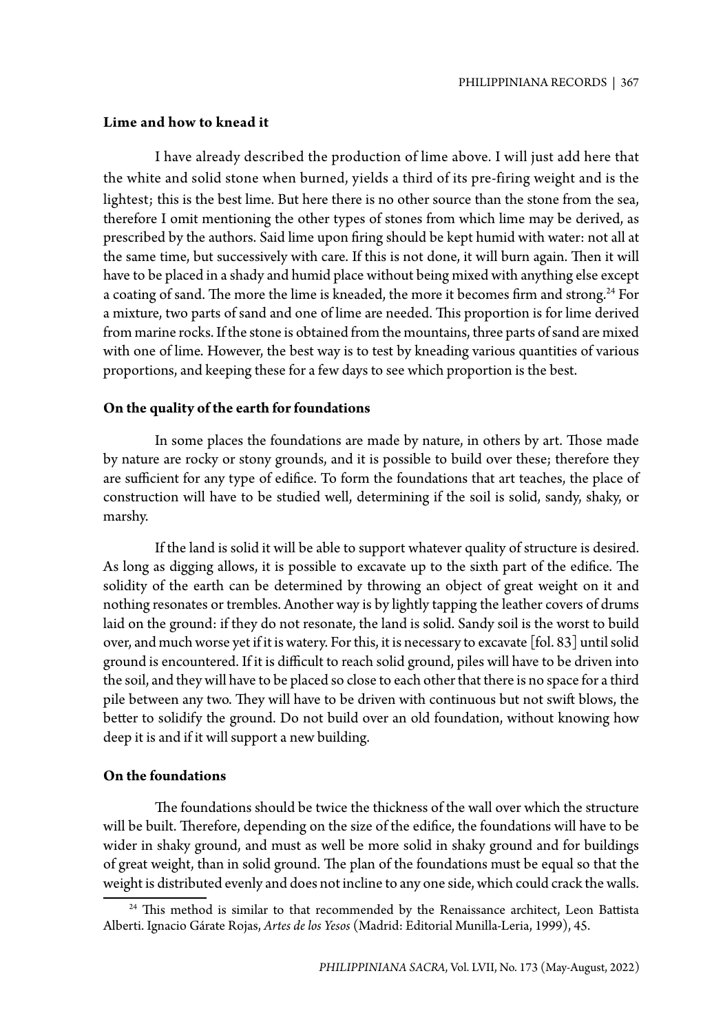**Lime and how to knead it**

I have already described the production of lime above. I will just add here that the white and solid stone when burned, yields a third of its pre-firing weight and is the lightest; this is the best lime. But here there is no other source than the stone from the sea, therefore I omit mentioning the other types of stones from which lime may be derived, as prescribed by the authors. Said lime upon firing should be kept humid with water: not all at the same time, but successively with care. If this is not done, it will burn again. Then it will have to be placed in a shady and humid place without being mixed with anything else except a coating of sand. The more the lime is kneaded, the more it becomes firm and strong.[24] For a mixture, two parts of sand and one of lime are needed. This proportion is for lime derived from marine rocks. If the stone is obtained from the mountains, three parts of sand are mixed with one of lime. However, the best way is to test by kneading various quantities of various proportions, and keeping these for a few days to see which proportion is the best.

**On the quality of the earth for foundations**

In some places the foundations are made by nature, in others by art. Those made by nature are rocky or stony grounds, and it is possible to build over these; therefore they are sufficient for any type of edifice. To form the foundations that art teaches, the place of construction will have to be studied well, determining if the soil is solid, sandy, shaky, or marshy.

If the land is solid it will be able to support whatever quality of structure is desired. As long as digging allows, it is possible to excavate up to the sixth part of the edifice. The solidity of the earth can be determined by throwing an object of great weight on it and nothing resonates or trembles. Another way is by lightly tapping the leather covers of drums laid on the ground: if they do not resonate, the land is solid. Sandy soil is the worst to build over, and much worse yet if it is watery. For this, it is necessary to excavate [fol. 83] until solid ground is encountered. If it is difficult to reach solid ground, piles will have to be driven into the soil, and they will have to be placed so close to each other that there is no space for a third pile between any two. They will have to be driven with continuous but not swift blows, the better to solidify the ground. Do not build over an old foundation, without knowing how deep it is and if it will support a new building.

**On the foundations**

The foundations should be twice the thickness of the wall over which the structure will be built. Therefore, depending on the size of the edifice, the foundations will have to be wider in shaky ground, and must as well be more solid in shaky ground and for buildings of great weight, than in solid ground. The plan of the foundations must be equal so that the weight is distributed evenly and does not incline to any one side, which could crack the walls.

[24] This method is similar to that recommended by the Renaissance architect, Leon Battista Alberti. Ignacio Gárate Rojas, *Artes de los Yesos* (Madrid: Editorial Munilla-Leria, 1999), 45.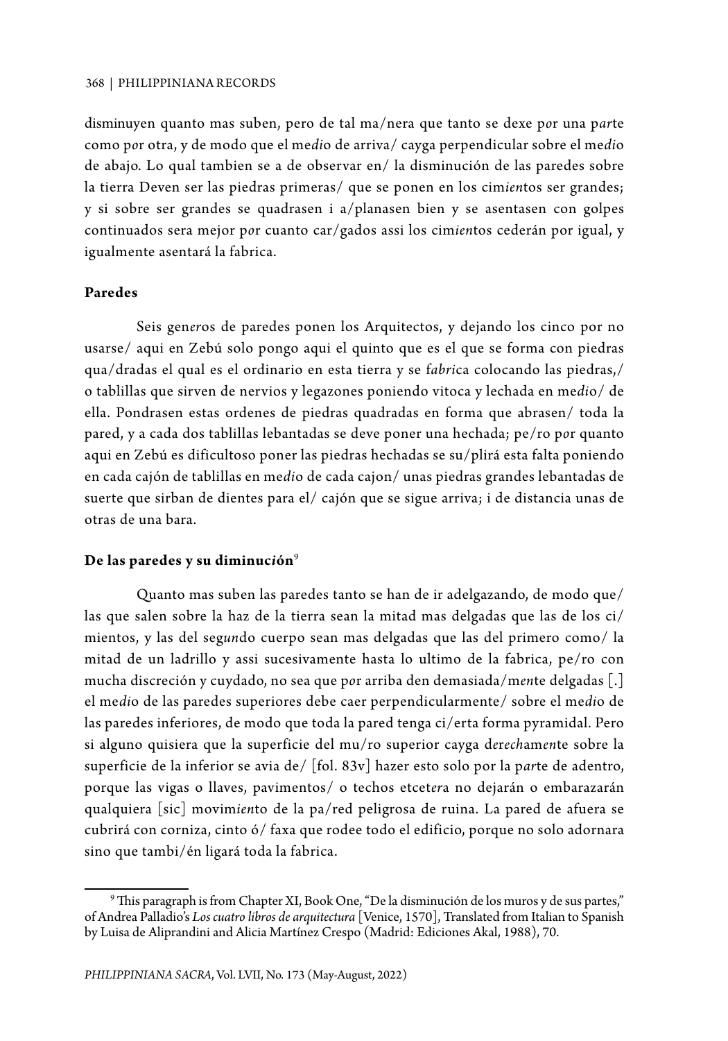disminuyen quanto mas suben, pero de tal ma/nera que tanto se dexe p*o*r una p*ar*te como p*o*r otra, y de modo que el me*di*o de arriva/ cayga perpendicular sobre el me*di*o de abajo. Lo qual tambien se a de observar en/ la disminución de las paredes sobre la tierra Deven ser las piedras primeras/ que se ponen en los cim*ien*tos ser grandes; y si sobre ser grandes se quadrasen i a/planasen bien y se asentasen con golpes continuados sera mejor p*o*r cuanto car/gados assi los cim*ien*tos cederán por igual, y igualmente asentará la fabrica.

**Paredes**

Seis gen*er*os de paredes ponen los Arquitectos, y dejando los cinco por no usarse/ aqui en Zebú solo pongo aqui el quinto que es el que se forma con piedras qua/dradas el qual es el ordinario en esta tierra y se f*abri*ca colocando las piedras,/ o tablillas que sirven de nervios y legazones poniendo vitoca y lechada en me*di*o/ de ella. Pondrasen estas ordenes de piedras quadradas en forma que abrasen/ toda la pared, y a cada dos tablillas lebantadas se deve poner una hechada; pe/ro p*o*r quanto aqui en Zebú es dificultoso poner las piedras hechadas se su/plirá esta falta poniendo en cada cajón de tablillas en me*di*o de cada cajon/ unas piedras grandes lebantadas de suerte que sirban de dientes para el/ cajón que se sigue arriva; i de distancia unas de otras de una bara.

**De las paredes y su diminuc*ión***[9]

Quanto mas suben las paredes tanto se han de ir adelgazando, de modo que/ las que salen sobre la haz de la tierra sean la mitad mas delgadas que las de los ci/mientos, y las del seg*un*do cuerpo sean mas delgadas que las del primero como/ la mitad de un ladrillo y assi sucesivamente hasta lo ultimo de la fabrica, pe/ro con mucha discreción y cuydado, no sea que p*o*r arriba den demasiada/m*en*te delgadas [.] el me*di*o de las paredes superiores debe caer perpendicularmente/ sobre el me*di*o de las paredes inferiores, de modo que toda la pared tenga ci/erta forma pyramidal. Pero si alguno quisiera que la superficie del mu/ro superior cayga d*erech*am*en*te sobre la superficie de la inferior se avia de/ [fol. 83v] hazer esto solo por la p*ar*te de adentro, porque las vigas o llaves, pavimentos/ o techos etcet*er*a no dejarán o embarazarán qualquiera [sic] movim*ien*to de la pa/red peligrosa de ruina. La pared de afuera se cubrirá con corniza, cinto ó/ faxa que rodee todo el edificio, porque no solo adornara sino que tambi/én ligará toda la fabrica.

---

[9] This paragraph is from Chapter XI, Book One, "De la disminución de los muros y de sus partes," of Andrea Palladio's *Los cuatro libros de arquitectura* [Venice, 1570], Translated from Italian to Spanish by Luisa de Aliprandini and Alicia Martínez Crespo (Madrid: Ediciones Akal, 1988), 70.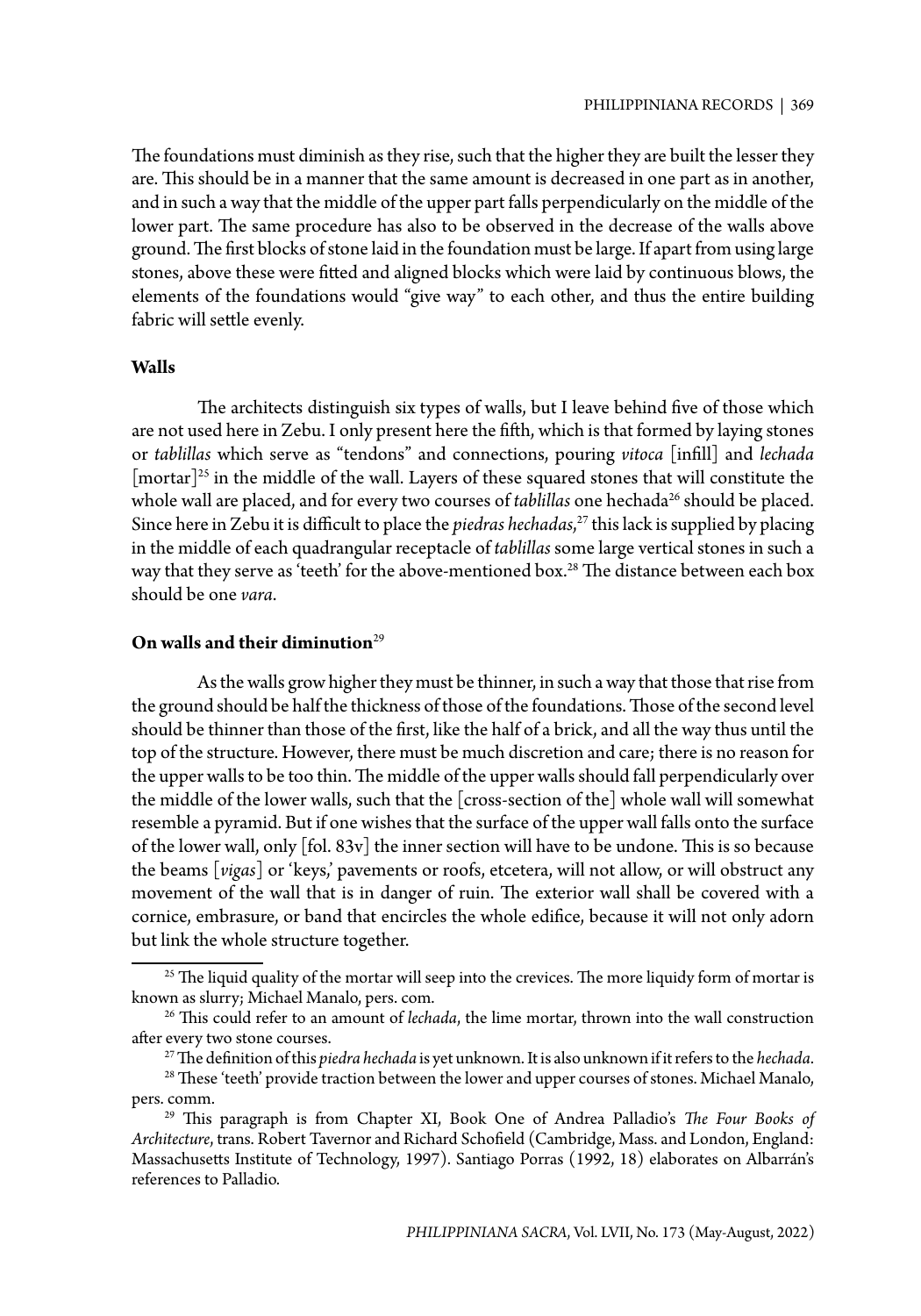The foundations must diminish as they rise, such that the higher they are built the lesser they are. This should be in a manner that the same amount is decreased in one part as in another, and in such a way that the middle of the upper part falls perpendicularly on the middle of the lower part. The same procedure has also to be observed in the decrease of the walls above ground. The first blocks of stone laid in the foundation must be large. If apart from using large stones, above these were fitted and aligned blocks which were laid by continuous blows, the elements of the foundations would "give way" to each other, and thus the entire building fabric will settle evenly.

### Walls

The architects distinguish six types of walls, but I leave behind five of those which are not used here in Zebu. I only present here the fifth, which is that formed by laying stones or *tablillas* which serve as "tendons" and connections, pouring *vitoca* [infill] and *lechada* [mortar][25] in the middle of the wall. Layers of these squared stones that will constitute the whole wall are placed, and for every two courses of *tablillas* one hechada[26] should be placed. Since here in Zebu it is difficult to place the *piedras hechadas*,[27] this lack is supplied by placing in the middle of each quadrangular receptacle of *tablillas* some large vertical stones in such a way that they serve as 'teeth' for the above-mentioned box.[28] The distance between each box should be one *vara*.

### On walls and their diminution[29]

As the walls grow higher they must be thinner, in such a way that those that rise from the ground should be half the thickness of those of the foundations. Those of the second level should be thinner than those of the first, like the half of a brick, and all the way thus until the top of the structure. However, there must be much discretion and care; there is no reason for the upper walls to be too thin. The middle of the upper walls should fall perpendicularly over the middle of the lower walls, such that the [cross-section of the] whole wall will somewhat resemble a pyramid. But if one wishes that the surface of the upper wall falls onto the surface of the lower wall, only [fol. 83v] the inner section will have to be undone. This is so because the beams [*vigas*] or 'keys,' pavements or roofs, etcetera, will not allow, or will obstruct any movement of the wall that is in danger of ruin. The exterior wall shall be covered with a cornice, embrasure, or band that encircles the whole edifice, because it will not only adorn but link the whole structure together.

---

[25] The liquid quality of the mortar will seep into the crevices. The more liquidy form of mortar is known as slurry; Michael Manalo, pers. com.

[26] This could refer to an amount of *lechada*, the lime mortar, thrown into the wall construction after every two stone courses.

[27] The definition of this *piedra hechada* is yet unknown. It is also unknown if it refers to the *hechada*.

[28] These 'teeth' provide traction between the lower and upper courses of stones. Michael Manalo, pers. comm.

[29] This paragraph is from Chapter XI, Book One of Andrea Palladio's *The Four Books of Architecture*, trans. Robert Tavernor and Richard Schofield (Cambridge, Mass. and London, England: Massachusetts Institute of Technology, 1997). Santiago Porras (1992, 18) elaborates on Albarrán's references to Palladio.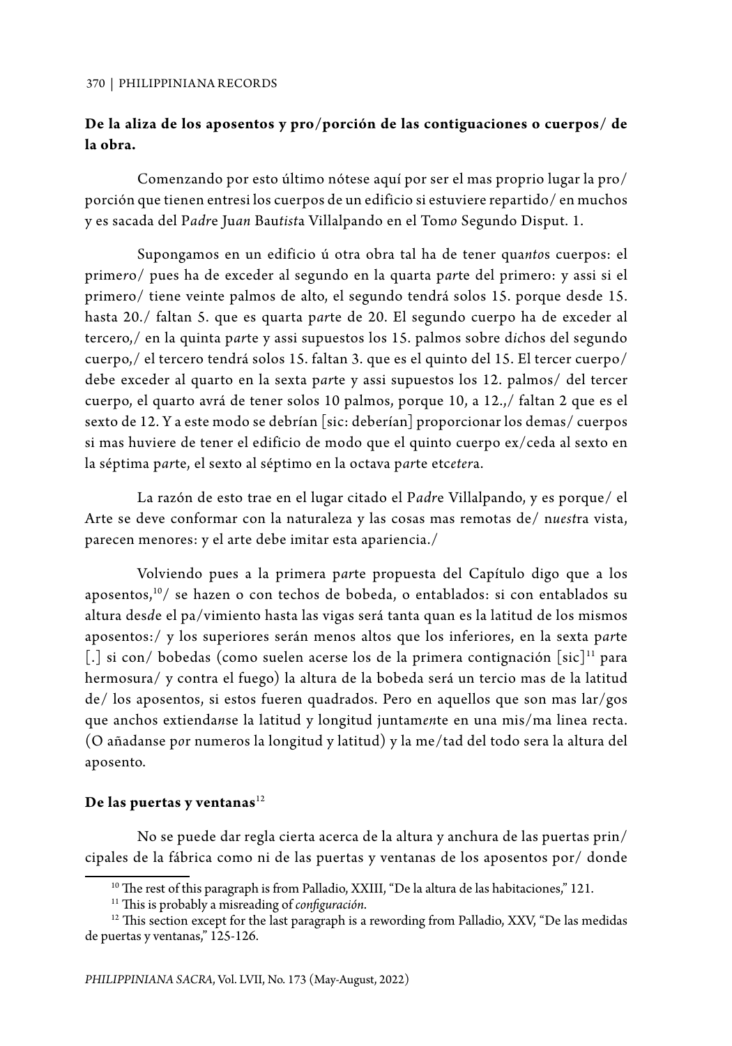**De la aliza de los aposentos y pro/porción de las contiguaciones o cuerpos/ de la obra.**

Comenzando por esto último nótese aquí por ser el mas proprio lugar la pro/ porción que tienen entresi los cuerpos de un edificio si estuviere repartido/ en muchos y es sacada del P*adr*e Ju*an* Bau*tist*a Villalpando en el Tom*o* Segundo Disput. 1.

Supongamos en un edificio ú otra obra tal ha de tener qua*ntos* cuerpos: el prim*ero*/ pues ha de exceder al segundo en la quarta p*ar*te del primero: y assi si el primero/ tiene veinte palmos de alto, el segundo tendrá solos 15. porque desde 15. hasta 20./ faltan 5. que es quarta p*ar*te de 20. El segundo cuerpo ha de exceder al tercero,/ en la quinta p*ar*te y assi supuestos los 15. palmos sobre d*ic*hos del segundo cuerpo,/ el tercero tendrá solos 15. faltan 3. que es el quinto del 15. El tercer cuerpo/ debe exceder al quarto en la sexta p*ar*te y assi supuestos los 12. palmos/ del tercer cuerpo, el quarto avrá de tener solos 10 palmos, porque 10, a 12.,/ faltan 2 que es el sexto de 12. Y a este modo se debrían [sic: deberían] proporcionar los demas/ cuerpos si mas huviere de tener el edificio de modo que el quinto cuerpo ex/ceda al sexto en la séptima p*ar*te, el sexto al séptimo en la octava p*ar*te etc*eter*a.

La razón de esto trae en el lugar citado el P*adr*e Villalpando, y es porque/ el Arte se deve conformar con la naturaleza y las cosas mas remotas de/ n*uest*ra vista, parecen menores: y el arte debe imitar esta apariencia./

Volviendo pues a la primera p*ar*te propuesta del Capítulo digo que a los aposentos,[10]/ se hazen o con techos de bobeda, o entablados: si con entablados su altura des*d*e el pa/vimiento hasta las vigas será tanta quan es la latitud de los mismos aposentos:/ y los superiores serán menos altos que los inferiores, en la sexta p*ar*te [.] si con/ bobedas (como suelen acerse los de la primera contignación [sic][11] para hermosura/ y contra el fuego) la altura de la bobeda será un tercio mas de la latitud de/ los aposentos, si estos fueren quadrados. Pero en aquellos que son mas lar/gos que anchos extienda*n*se la latitud y longitud juntam*en*te en una mis/ma linea recta. (O añadanse p*o*r numeros la longitud y latitud) y la me/tad del todo sera la altura del aposento.

**De las puertas y ventanas**[12]

No se puede dar regla cierta acerca de la altura y anchura de las puertas prin/ cipales de la fábrica como ni de las puertas y ventanas de los aposentos por/ donde

---

[10] The rest of this paragraph is from Palladio, XXIII, "De la altura de las habitaciones," 121.

[11] This is probably a misreading of *configuración*.

[12] This section except for the last paragraph is a rewording from Palladio, XXV, "De las medidas de puertas y ventanas," 125-126.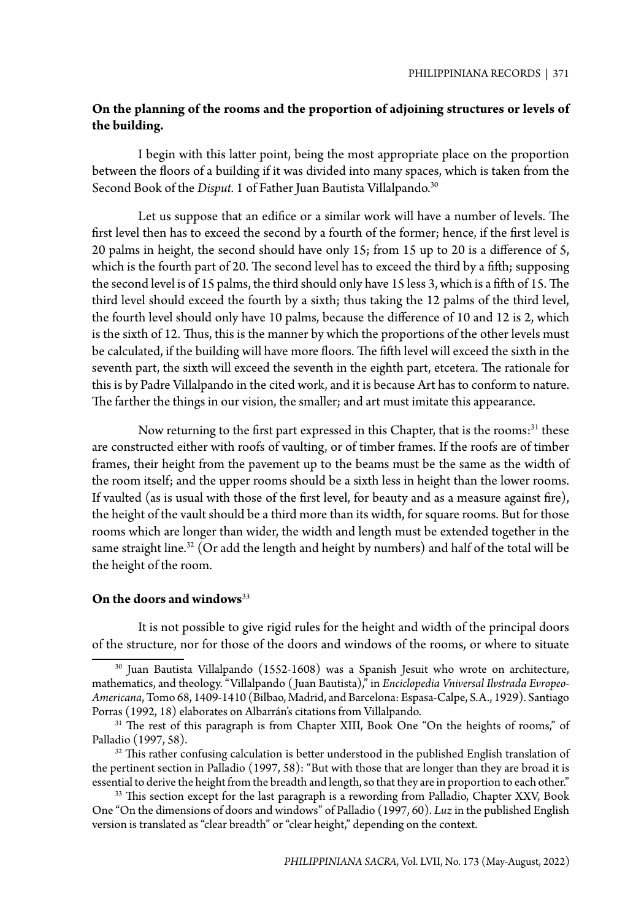**On the planning of the rooms and the proportion of adjoining structures or levels of the building.**

I begin with this latter point, being the most appropriate place on the proportion between the floors of a building if it was divided into many spaces, which is taken from the Second Book of the *Disput.* 1 of Father Juan Bautista Villalpando.[30]

Let us suppose that an edifice or a similar work will have a number of levels. The first level then has to exceed the second by a fourth of the former; hence, if the first level is 20 palms in height, the second should have only 15; from 15 up to 20 is a difference of 5, which is the fourth part of 20. The second level has to exceed the third by a fifth; supposing the second level is of 15 palms, the third should only have 15 less 3, which is a fifth of 15. The third level should exceed the fourth by a sixth; thus taking the 12 palms of the third level, the fourth level should only have 10 palms, because the difference of 10 and 12 is 2, which is the sixth of 12. Thus, this is the manner by which the proportions of the other levels must be calculated, if the building will have more floors. The fifth level will exceed the sixth in the seventh part, the sixth will exceed the seventh in the eighth part, etcetera. The rationale for this is by Padre Villalpando in the cited work, and it is because Art has to conform to nature. The farther the things in our vision, the smaller; and art must imitate this appearance.

Now returning to the first part expressed in this Chapter, that is the rooms:[31] these are constructed either with roofs of vaulting, or of timber frames. If the roofs are of timber frames, their height from the pavement up to the beams must be the same as the width of the room itself; and the upper rooms should be a sixth less in height than the lower rooms. If vaulted (as is usual with those of the first level, for beauty and as a measure against fire), the height of the vault should be a third more than its width, for square rooms. But for those rooms which are longer than wider, the width and length must be extended together in the same straight line.[32] (Or add the length and height by numbers) and half of the total will be the height of the room.

**On the doors and windows**[33]

It is not possible to give rigid rules for the height and width of the principal doors of the structure, nor for those of the doors and windows of the rooms, or where to situate

---

[30] Juan Bautista Villalpando (1552-1608) was a Spanish Jesuit who wrote on architecture, mathematics, and theology. "Villalpando (Juan Bautista)," in *Enciclopedia Vniversal Ilvstrada Evropeo-Americana*, Tomo 68, 1409-1410 (Bilbao, Madrid, and Barcelona: Espasa-Calpe, S.A., 1929). Santiago Porras (1992, 18) elaborates on Albarrán's citations from Villalpando.

[31] The rest of this paragraph is from Chapter XIII, Book One "On the heights of rooms," of Palladio (1997, 58).

[32] This rather confusing calculation is better understood in the published English translation of the pertinent section in Palladio (1997, 58): "But with those that are longer than they are broad it is essential to derive the height from the breadth and length, so that they are in proportion to each other."

[33] This section except for the last paragraph is a rewording from Palladio, Chapter XXV, Book One "On the dimensions of doors and windows" of Palladio (1997, 60). *Luz* in the published English version is translated as "clear breadth" or "clear height," depending on the context.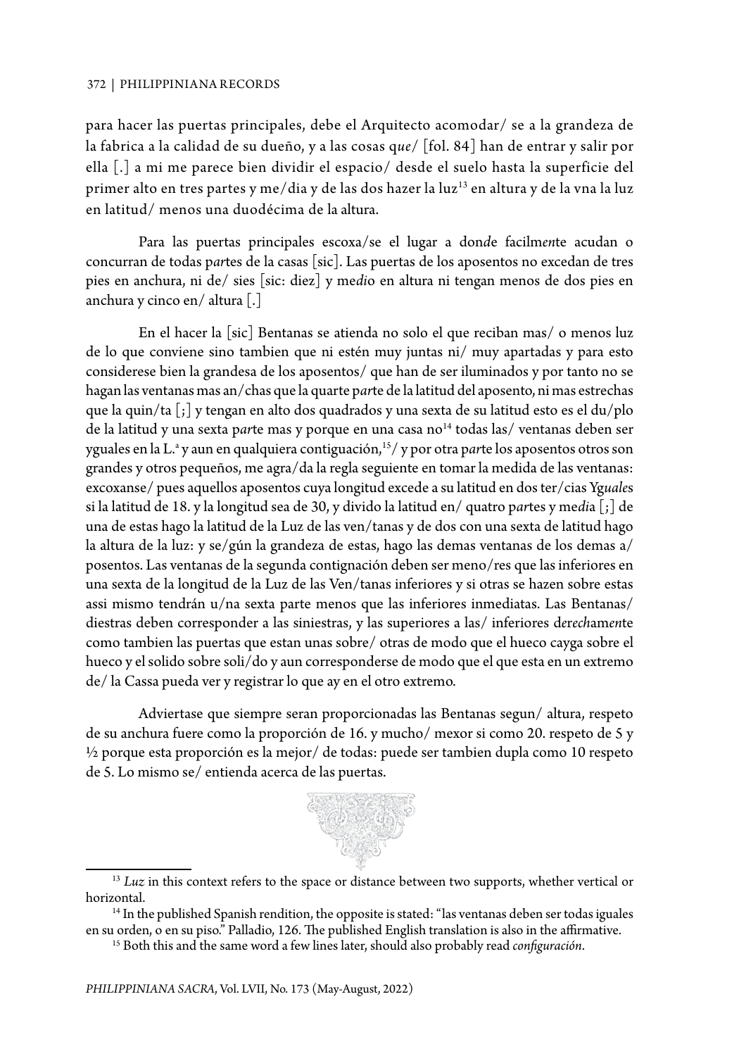para hacer las puertas principales, debe el Arquitecto acomodar/ se a la grandeza de la fabrica a la calidad de su dueño, y a las cosas q*ue*/ [fol. 84] han de entrar y salir por ella [.] a mi me parece bien dividir el espacio/ desde el suelo hasta la superficie del primer alto en tres partes y me/dia y de las dos hazer la luz[13] en altura y de la vna la luz en latitud/ menos una duodécima de la altura.

Para las puertas principales escoxa/se el lugar a don*d*e facilm*en*te acudan o concurran de todas p*ar*tes de la casas [sic]. Las puertas de los aposentos no excedan de tres pies en anchura, ni de/ sies [sic: diez] y me*di*o en altura ni tengan menos de dos pies en anchura y cinco en/ altura [.]

En el hacer la [sic] Bentanas se atienda no solo el que reciban mas/ o menos luz de lo que conviene sino tambien que ni estén muy juntas ni/ muy apartadas y para esto considerese bien la grandesa de los aposentos/ que han de ser iluminados y por tanto no se hagan las ventanas mas an/chas que la quarte p*ar*te de la latitud del aposento, ni mas estrechas que la quin/ta [;] y tengan en alto dos quadrados y una sexta de su latitud esto es el du/plo de la latitud y una sexta p*ar*te mas y porque en una casa no[14] todas las/ ventanas deben ser yguales en la L.ª y aun en qualquiera contiguación,[15]/ y por otra p*ar*te los aposentos otros son grandes y otros pequeños, me agra/da la regla seguiente en tomar la medida de las ventanas: excoxanse/ pues aquellos aposentos cuya longitud excede a su latitud en dos ter/cias Yg*uale*s si la latitud de 18. y la longitud sea de 30, y divido la latitud en/ quatro p*ar*tes y me*di*a [;] de una de estas hago la latitud de la Luz de las ven/tanas y de dos con una sexta de latitud hago la altura de la luz: y se/gún la grandeza de estas, hago las demas ventanas de los demas a/posentos. Las ventanas de la segunda contignación deben ser meno/res que las inferiores en una sexta de la longitud de la Luz de las Ven/tanas inferiores y si otras se hazen sobre estas assi mismo tendrán u/na sexta parte menos que las inferiores inmediatas. Las Bentanas/ diestras deben corresponder a las siniestras, y las superiores a las/ inferiores d*erech*am*en*te como tambien las puertas que estan unas sobre/ otras de modo que el hueco cayga sobre el hueco y el solido sobre soli/do y aun corresponderse de modo que el que esta en un extremo de/ la Cassa pueda ver y registrar lo que ay en el otro extremo.

Adviertase que siempre seran proporcionadas las Bentanas segun/ altura, respeto de su anchura fuere como la proporción de 16. y mucho/ mexor si como 20. respeto de 5 y ½ porque esta proporción es la mejor/ de todas: puede ser tambien dupla como 10 respeto de 5. Lo mismo se/ entienda acerca de las puertas.

---

[13] *Luz* in this context refers to the space or distance between two supports, whether vertical or horizontal.

[14] In the published Spanish rendition, the opposite is stated: "las ventanas deben ser todas iguales en su orden, o en su piso." Palladio, 126. The published English translation is also in the affirmative.

[15] Both this and the same word a few lines later, should also probably read *configuración*.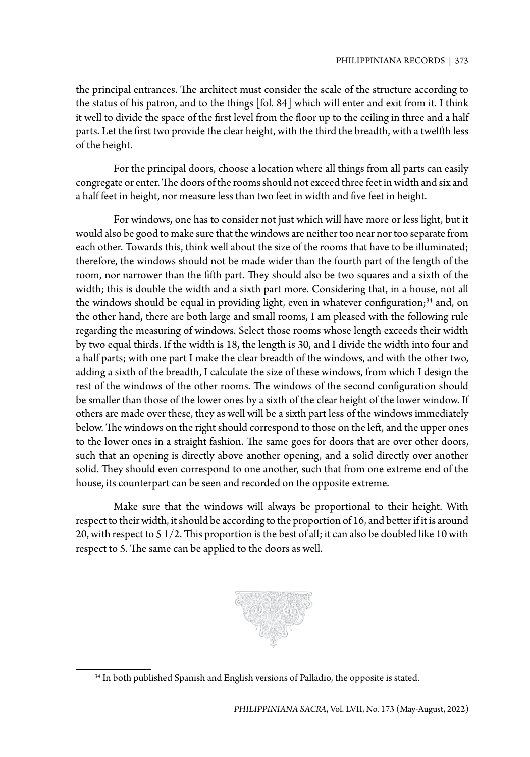the principal entrances. The architect must consider the scale of the structure according to the status of his patron, and to the things [fol. 84] which will enter and exit from it. I think it well to divide the space of the first level from the floor up to the ceiling in three and a half parts. Let the first two provide the clear height, with the third the breadth, with a twelfth less of the height.

For the principal doors, choose a location where all things from all parts can easily congregate or enter. The doors of the rooms should not exceed three feet in width and six and a half feet in height, nor measure less than two feet in width and five feet in height.

For windows, one has to consider not just which will have more or less light, but it would also be good to make sure that the windows are neither too near nor too separate from each other. Towards this, think well about the size of the rooms that have to be illuminated; therefore, the windows should not be made wider than the fourth part of the length of the room, nor narrower than the fifth part. They should also be two squares and a sixth of the width; this is double the width and a sixth part more. Considering that, in a house, not all the windows should be equal in providing light, even in whatever configuration;[34] and, on the other hand, there are both large and small rooms, I am pleased with the following rule regarding the measuring of windows. Select those rooms whose length exceeds their width by two equal thirds. If the width is 18, the length is 30, and I divide the width into four and a half parts; with one part I make the clear breadth of the windows, and with the other two, adding a sixth of the breadth, I calculate the size of these windows, from which I design the rest of the windows of the other rooms. The windows of the second configuration should be smaller than those of the lower ones by a sixth of the clear height of the lower window. If others are made over these, they as well will be a sixth part less of the windows immediately below. The windows on the right should correspond to those on the left, and the upper ones to the lower ones in a straight fashion. The same goes for doors that are over other doors, such that an opening is directly above another opening, and a solid directly over another solid. They should even correspond to one another, such that from one extreme end of the house, its counterpart can be seen and recorded on the opposite extreme.

Make sure that the windows will always be proportional to their height. With respect to their width, it should be according to the proportion of 16, and better if it is around 20, with respect to 5 1/2. This proportion is the best of all; it can also be doubled like 10 with respect to 5. The same can be applied to the doors as well.

[34] In both published Spanish and English versions of Palladio, the opposite is stated.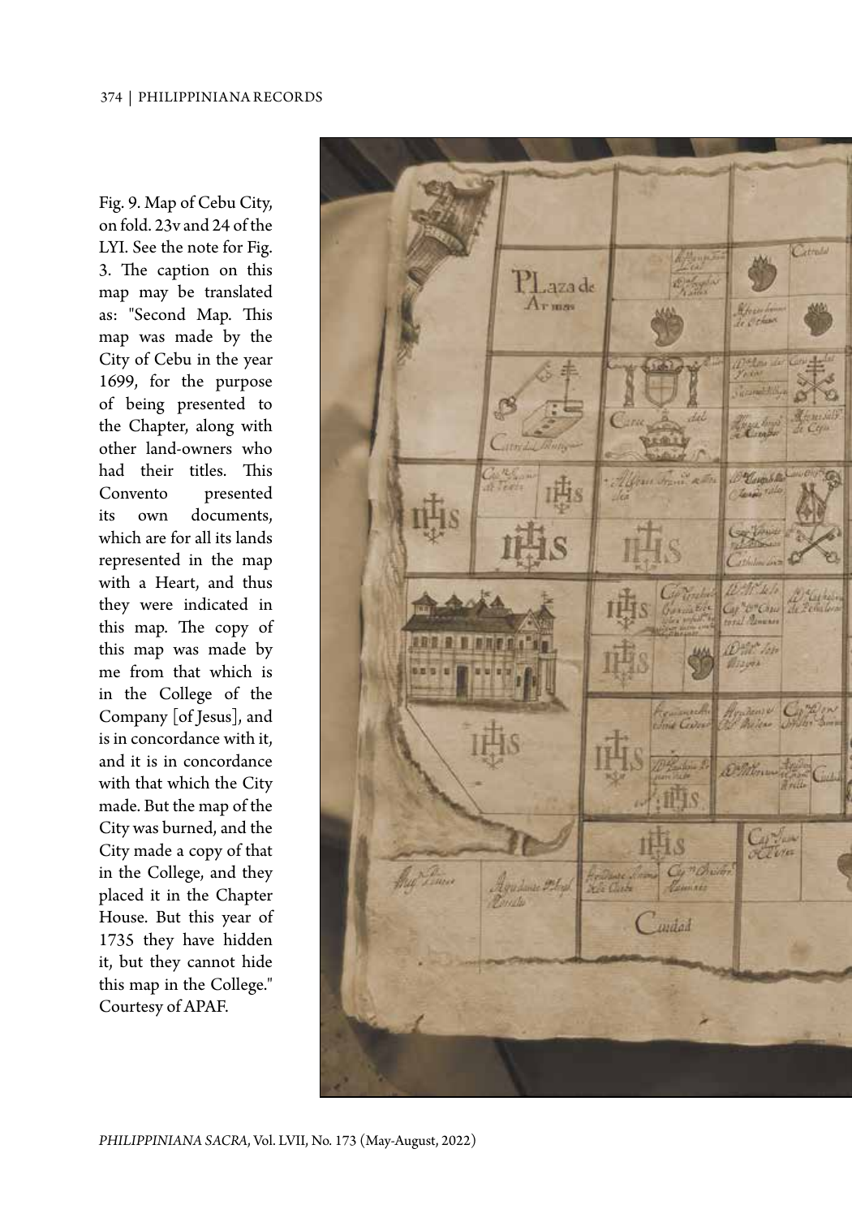Fig. 9. Map of Cebu City, on fold. 23v and 24 of the LYI. See the note for Fig. 3. The caption on this map may be translated as: "Second Map. This map was made by the City of Cebu in the year 1699, for the purpose of being presented to the Chapter, along with other land-owners who had their titles. This Convento presented its own documents, which are for all its lands represented in the map with a Heart, and thus they were indicated in this map. The copy of this map was made by me from that which is in the College of the Company [of Jesus], and is in concordance with it, and it is in concordance with that which the City made. But the map of the City was burned, and the City made a copy of that in the College, and they placed it in the Chapter House. But this year of 1735 they have hidden it, but they cannot hide this map in the College." Courtesy of APAF.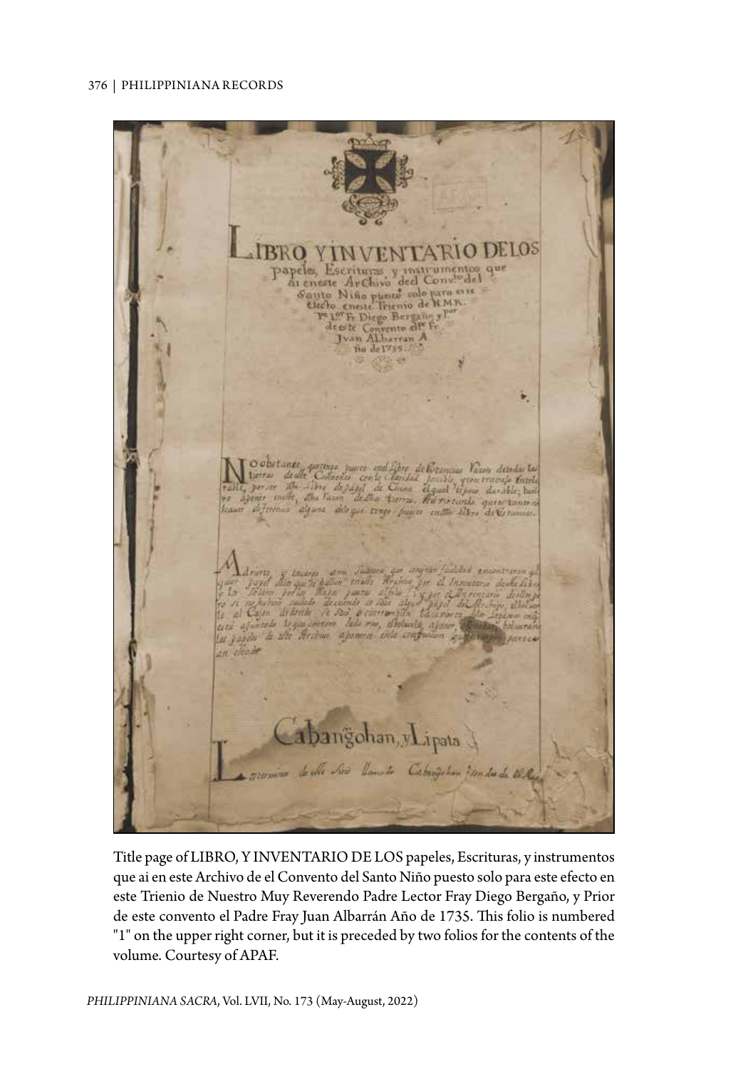Title page of LIBRO, Y INVENTARIO DE LOS papeles, Escrituras, y instrumentos que ai en este Archivo de el Convento del Santo Niño puesto solo para este efecto en este Trienio de Nuestro Muy Reverendo Padre Lector Fray Diego Bergaño, y Prior de este convento el Padre Fray Juan Albarrán Año de 1735. This folio is numbered "1" on the upper right corner, but it is preceded by two folios for the contents of the volume. Courtesy of APAF.